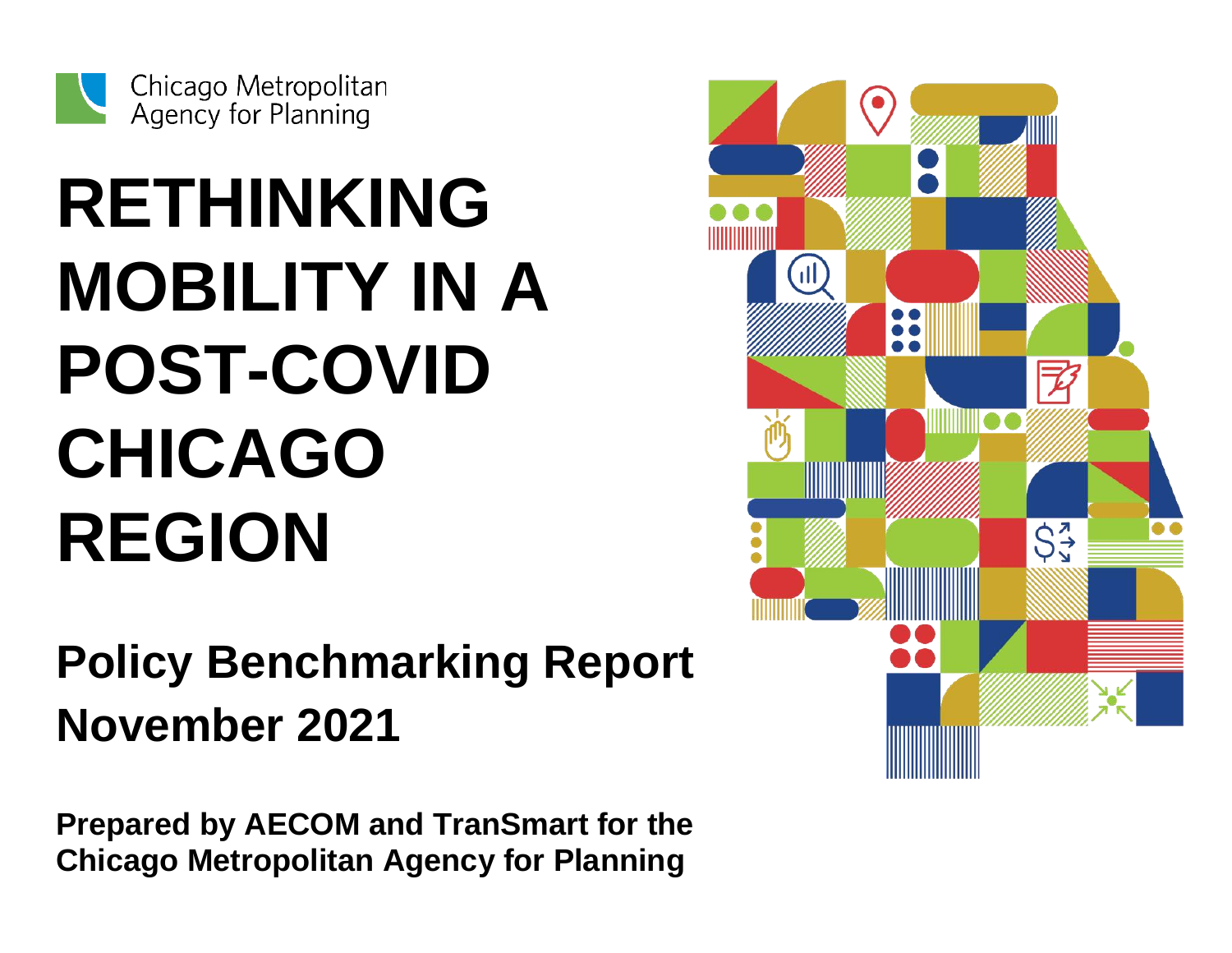Chicago Metropolitan Agency for Planning

# RETHINKING MOBILITY IN A POST-COVID CHICAGO REGION

## Policy Benchmarking Report
## November 2021

**Prepared by AECOM and TranSmart for the Chicago Metropolitan Agency for Planning**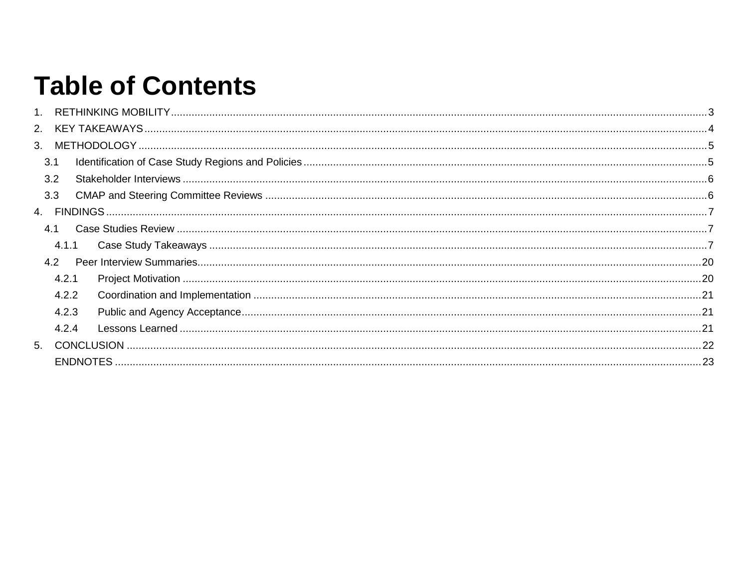# Table of Contents

1. RETHINKING MOBILITY ..... 3
2. KEY TAKEAWAYS ..... 4
3. METHODOLOGY ..... 5
   - 3.1 Identification of Case Study Regions and Policies ..... 5
   - 3.2 Stakeholder Interviews ..... 6
   - 3.3 CMAP and Steering Committee Reviews ..... 6
4. FINDINGS ..... 7
   - 4.1 Case Studies Review ..... 7
     - 4.1.1 Case Study Takeaways ..... 7
   - 4.2 Peer Interview Summaries ..... 20
     - 4.2.1 Project Motivation ..... 20
     - 4.2.2 Coordination and Implementation ..... 21
     - 4.2.3 Public and Agency Acceptance ..... 21
     - 4.2.4 Lessons Learned ..... 21
5. CONCLUSION ..... 22

ENDNOTES ..... 23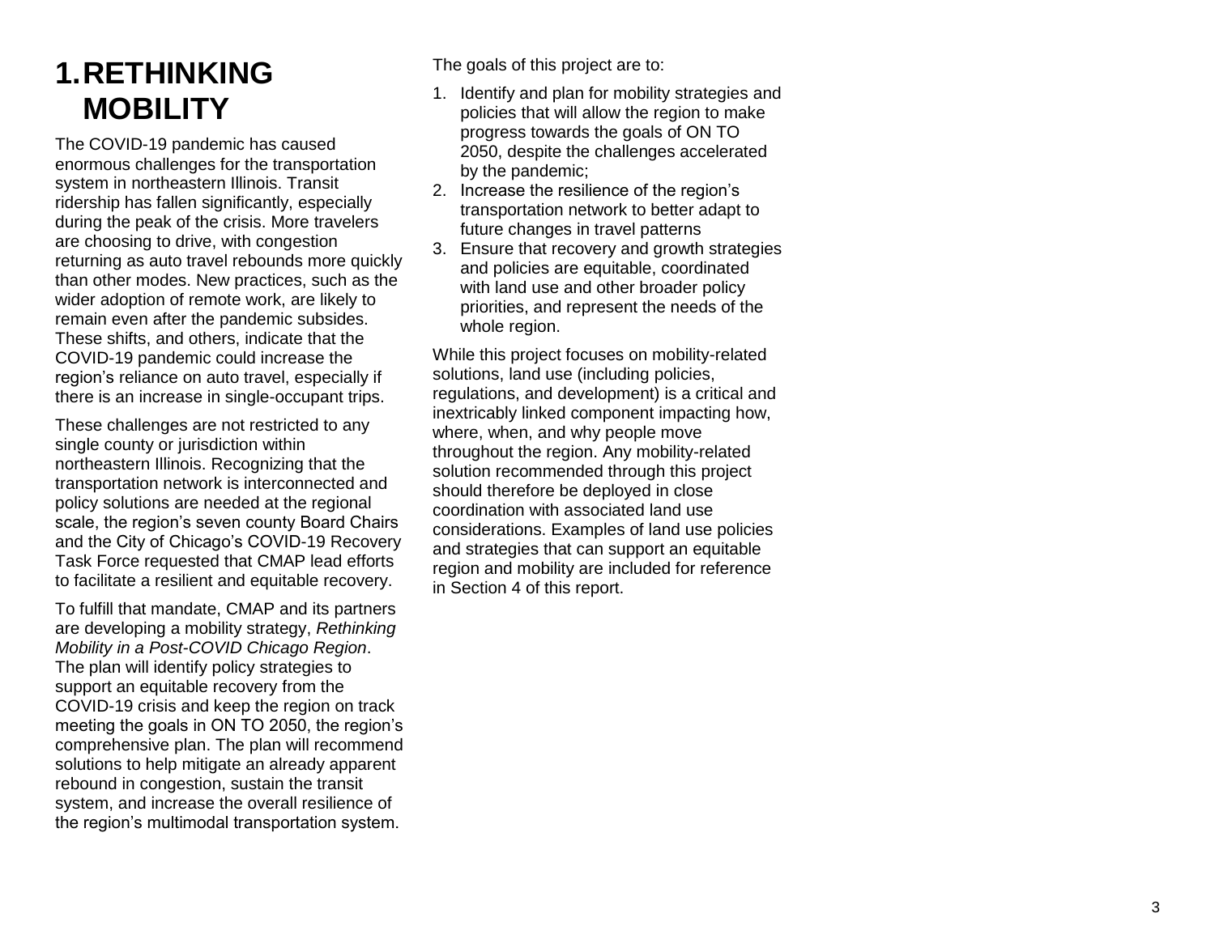# 1. RETHINKING MOBILITY

The COVID-19 pandemic has caused enormous challenges for the transportation system in northeastern Illinois. Transit ridership has fallen significantly, especially during the peak of the crisis. More travelers are choosing to drive, with congestion returning as auto travel rebounds more quickly than other modes. New practices, such as the wider adoption of remote work, are likely to remain even after the pandemic subsides. These shifts, and others, indicate that the COVID-19 pandemic could increase the region's reliance on auto travel, especially if there is an increase in single-occupant trips.

These challenges are not restricted to any single county or jurisdiction within northeastern Illinois. Recognizing that the transportation network is interconnected and policy solutions are needed at the regional scale, the region's seven county Board Chairs and the City of Chicago's COVID-19 Recovery Task Force requested that CMAP lead efforts to facilitate a resilient and equitable recovery.

To fulfill that mandate, CMAP and its partners are developing a mobility strategy, *Rethinking Mobility in a Post-COVID Chicago Region*. The plan will identify policy strategies to support an equitable recovery from the COVID-19 crisis and keep the region on track meeting the goals in ON TO 2050, the region's comprehensive plan. The plan will recommend solutions to help mitigate an already apparent rebound in congestion, sustain the transit system, and increase the overall resilience of the region's multimodal transportation system.

The goals of this project are to:

1. Identify and plan for mobility strategies and policies that will allow the region to make progress towards the goals of ON TO 2050, despite the challenges accelerated by the pandemic;
2. Increase the resilience of the region's transportation network to better adapt to future changes in travel patterns
3. Ensure that recovery and growth strategies and policies are equitable, coordinated with land use and other broader policy priorities, and represent the needs of the whole region.

While this project focuses on mobility-related solutions, land use (including policies, regulations, and development) is a critical and inextricably linked component impacting how, where, when, and why people move throughout the region. Any mobility-related solution recommended through this project should therefore be deployed in close coordination with associated land use considerations. Examples of land use policies and strategies that can support an equitable region and mobility are included for reference in Section 4 of this report.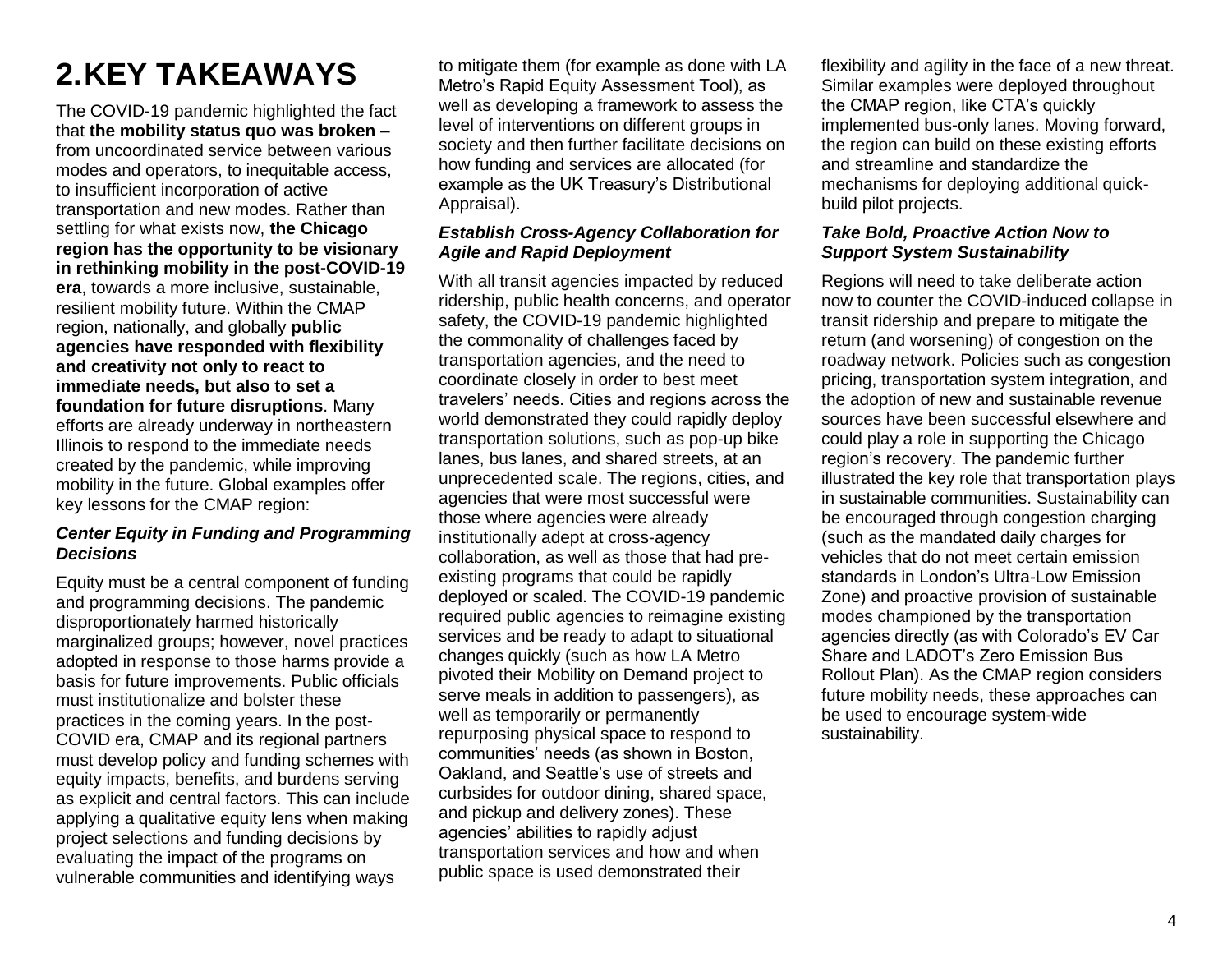# 2. KEY TAKEAWAYS

The COVID-19 pandemic highlighted the fact that **the mobility status quo was broken** – from uncoordinated service between various modes and operators, to inequitable access, to insufficient incorporation of active transportation and new modes. Rather than settling for what exists now, **the Chicago region has the opportunity to be visionary in rethinking mobility in the post-COVID-19 era**, towards a more inclusive, sustainable, resilient mobility future. Within the CMAP region, nationally, and globally **public agencies have responded with flexibility and creativity not only to react to immediate needs, but also to set a foundation for future disruptions**. Many efforts are already underway in northeastern Illinois to respond to the immediate needs created by the pandemic, while improving mobility in the future. Global examples offer key lessons for the CMAP region:

### *Center Equity in Funding and Programming Decisions*

Equity must be a central component of funding and programming decisions. The pandemic disproportionately harmed historically marginalized groups; however, novel practices adopted in response to those harms provide a basis for future improvements. Public officials must institutionalize and bolster these practices in the coming years. In the post-COVID era, CMAP and its regional partners must develop policy and funding schemes with equity impacts, benefits, and burdens serving as explicit and central factors. This can include applying a qualitative equity lens when making project selections and funding decisions by evaluating the impact of the programs on vulnerable communities and identifying ways to mitigate them (for example as done with LA Metro's Rapid Equity Assessment Tool), as well as developing a framework to assess the level of interventions on different groups in society and then further facilitate decisions on how funding and services are allocated (for example as the UK Treasury's Distributional Appraisal).

### *Establish Cross-Agency Collaboration for Agile and Rapid Deployment*

With all transit agencies impacted by reduced ridership, public health concerns, and operator safety, the COVID-19 pandemic highlighted the commonality of challenges faced by transportation agencies, and the need to coordinate closely in order to best meet travelers' needs. Cities and regions across the world demonstrated they could rapidly deploy transportation solutions, such as pop-up bike lanes, bus lanes, and shared streets, at an unprecedented scale. The regions, cities, and agencies that were most successful were those where agencies were already institutionally adept at cross-agency collaboration, as well as those that had pre-existing programs that could be rapidly deployed or scaled. The COVID-19 pandemic required public agencies to reimagine existing services and be ready to adapt to situational changes quickly (such as how LA Metro pivoted their Mobility on Demand project to serve meals in addition to passengers), as well as temporarily or permanently repurposing physical space to respond to communities' needs (as shown in Boston, Oakland, and Seattle's use of streets and curbsides for outdoor dining, shared space, and pickup and delivery zones). These agencies' abilities to rapidly adjust transportation services and how and when public space is used demonstrated their flexibility and agility in the face of a new threat. Similar examples were deployed throughout the CMAP region, like CTA's quickly implemented bus-only lanes. Moving forward, the region can build on these existing efforts and streamline and standardize the mechanisms for deploying additional quick-build pilot projects.

### *Take Bold, Proactive Action Now to Support System Sustainability*

Regions will need to take deliberate action now to counter the COVID-induced collapse in transit ridership and prepare to mitigate the return (and worsening) of congestion on the roadway network. Policies such as congestion pricing, transportation system integration, and the adoption of new and sustainable revenue sources have been successful elsewhere and could play a role in supporting the Chicago region's recovery. The pandemic further illustrated the key role that transportation plays in sustainable communities. Sustainability can be encouraged through congestion charging (such as the mandated daily charges for vehicles that do not meet certain emission standards in London's Ultra-Low Emission Zone) and proactive provision of sustainable modes championed by the transportation agencies directly (as with Colorado's EV Car Share and LADOT's Zero Emission Bus Rollout Plan). As the CMAP region considers future mobility needs, these approaches can be used to encourage system-wide sustainability.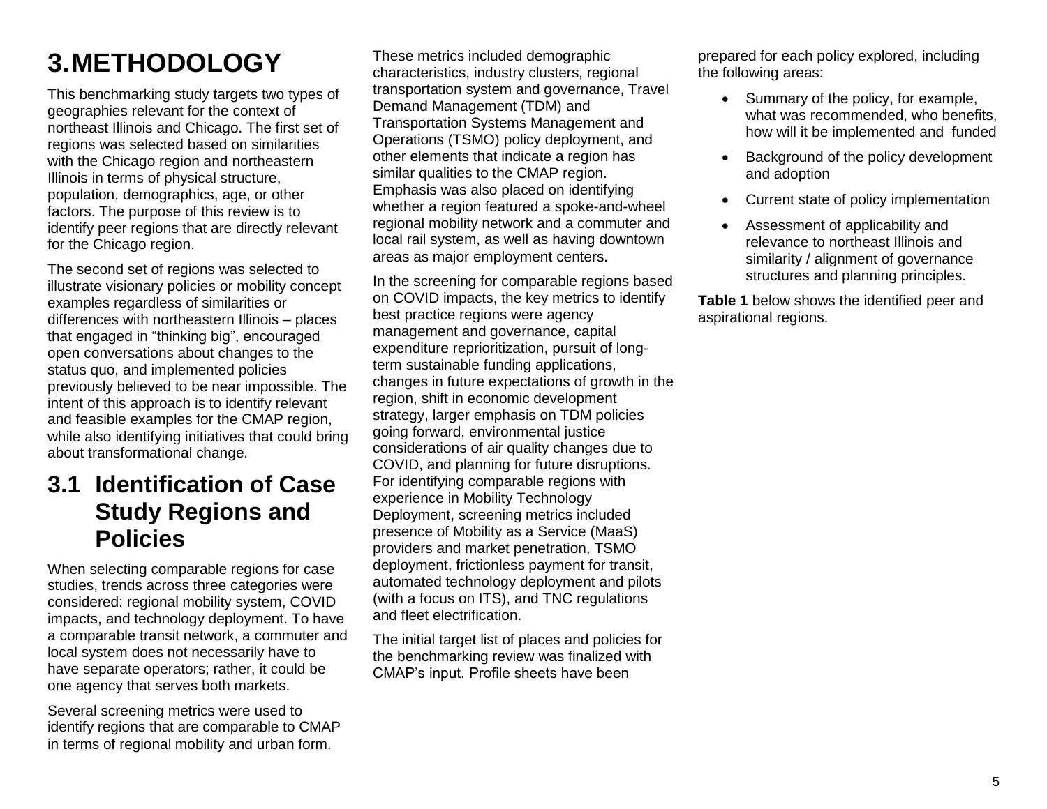# 3. METHODOLOGY

This benchmarking study targets two types of geographies relevant for the context of northeast Illinois and Chicago. The first set of regions was selected based on similarities with the Chicago region and northeastern Illinois in terms of physical structure, population, demographics, age, or other factors. The purpose of this review is to identify peer regions that are directly relevant for the Chicago region.

The second set of regions was selected to illustrate visionary policies or mobility concept examples regardless of similarities or differences with northeastern Illinois – places that engaged in "thinking big", encouraged open conversations about changes to the status quo, and implemented policies previously believed to be near impossible. The intent of this approach is to identify relevant and feasible examples for the CMAP region, while also identifying initiatives that could bring about transformational change.

## 3.1 Identification of Case Study Regions and Policies

When selecting comparable regions for case studies, trends across three categories were considered: regional mobility system, COVID impacts, and technology deployment. To have a comparable transit network, a commuter and local system does not necessarily have to have separate operators; rather, it could be one agency that serves both markets.

Several screening metrics were used to identify regions that are comparable to CMAP in terms of regional mobility and urban form. These metrics included demographic characteristics, industry clusters, regional transportation system and governance, Travel Demand Management (TDM) and Transportation Systems Management and Operations (TSMO) policy deployment, and other elements that indicate a region has similar qualities to the CMAP region. Emphasis was also placed on identifying whether a region featured a spoke-and-wheel regional mobility network and a commuter and local rail system, as well as having downtown areas as major employment centers.

In the screening for comparable regions based on COVID impacts, the key metrics to identify best practice regions were agency management and governance, capital expenditure reprioritization, pursuit of long-term sustainable funding applications, changes in future expectations of growth in the region, shift in economic development strategy, larger emphasis on TDM policies going forward, environmental justice considerations of air quality changes due to COVID, and planning for future disruptions. For identifying comparable regions with experience in Mobility Technology Deployment, screening metrics included presence of Mobility as a Service (MaaS) providers and market penetration, TSMO deployment, frictionless payment for transit, automated technology deployment and pilots (with a focus on ITS), and TNC regulations and fleet electrification.

The initial target list of places and policies for the benchmarking review was finalized with CMAP's input. Profile sheets have been prepared for each policy explored, including the following areas:

- Summary of the policy, for example, what was recommended, who benefits, how will it be implemented and funded
- Background of the policy development and adoption
- Current state of policy implementation
- Assessment of applicability and relevance to northeast Illinois and similarity / alignment of governance structures and planning principles.

**Table 1** below shows the identified peer and aspirational regions.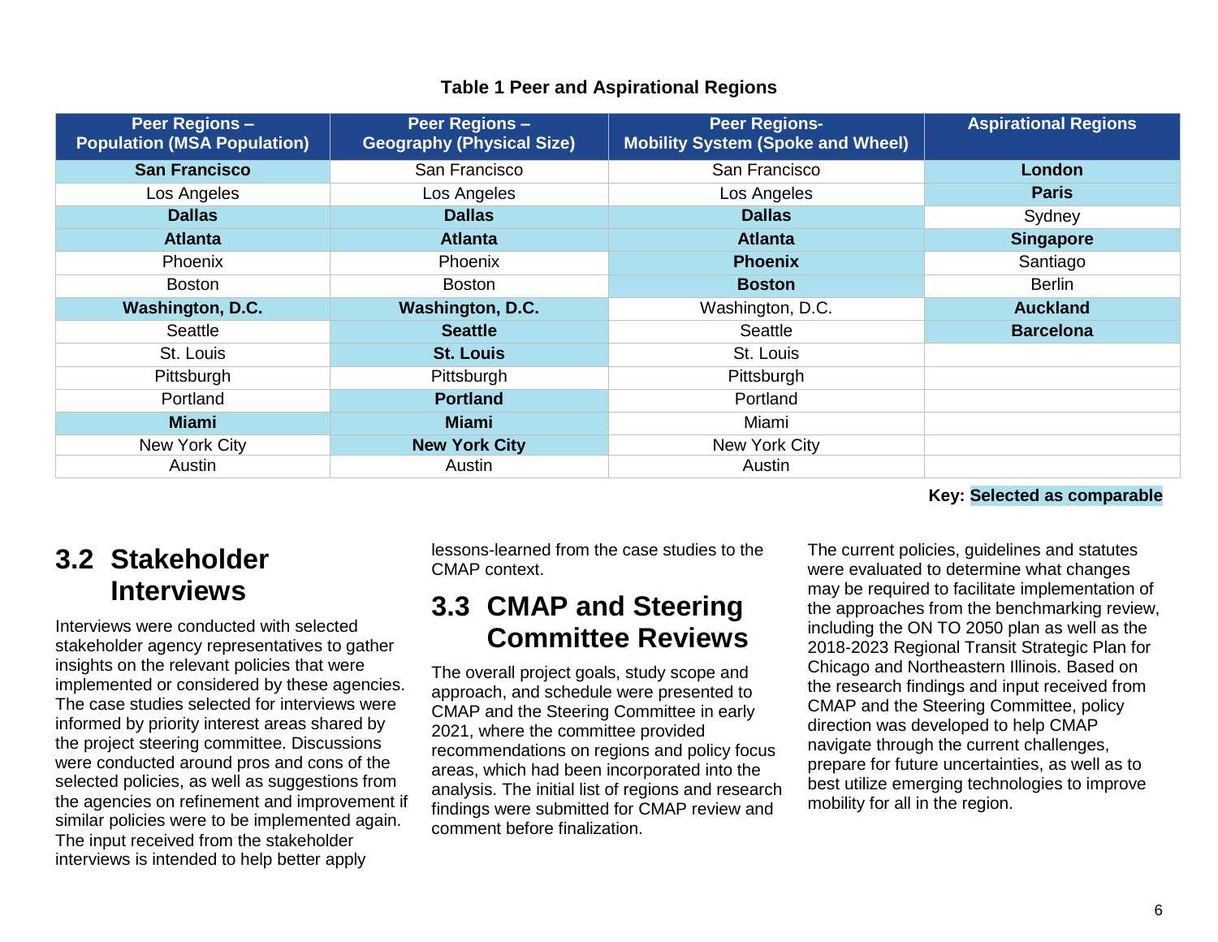**Table 1 Peer and Aspirational Regions**

| Peer Regions – Population (MSA Population) | Peer Regions – Geography (Physical Size) | Peer Regions- Mobility System (Spoke and Wheel) | Aspirational Regions |
|---|---|---|---|
| **San Francisco** | San Francisco | San Francisco | **London** |
| Los Angeles | Los Angeles | Los Angeles | **Paris** |
| **Dallas** | **Dallas** | **Dallas** | Sydney |
| **Atlanta** | **Atlanta** | **Atlanta** | **Singapore** |
| Phoenix | Phoenix | **Phoenix** | Santiago |
| Boston | Boston | **Boston** | Berlin |
| **Washington, D.C.** | **Washington, D.C.** | Washington, D.C. | **Auckland** |
| Seattle | **Seattle** | Seattle | **Barcelona** |
| St. Louis | **St. Louis** | St. Louis | |
| Pittsburgh | Pittsburgh | Pittsburgh | |
| Portland | **Portland** | Portland | |
| **Miami** | **Miami** | Miami | |
| New York City | **New York City** | New York City | |
| Austin | Austin | Austin | |

**Key: Selected as comparable**

## 3.2 Stakeholder Interviews

Interviews were conducted with selected stakeholder agency representatives to gather insights on the relevant policies that were implemented or considered by these agencies. The case studies selected for interviews were informed by priority interest areas shared by the project steering committee. Discussions were conducted around pros and cons of the selected policies, as well as suggestions from the agencies on refinement and improvement if similar policies were to be implemented again. The input received from the stakeholder interviews is intended to help better apply lessons-learned from the case studies to the CMAP context.

## 3.3 CMAP and Steering Committee Reviews

The overall project goals, study scope and approach, and schedule were presented to CMAP and the Steering Committee in early 2021, where the committee provided recommendations on regions and policy focus areas, which had been incorporated into the analysis. The initial list of regions and research findings were submitted for CMAP review and comment before finalization.

The current policies, guidelines and statutes were evaluated to determine what changes may be required to facilitate implementation of the approaches from the benchmarking review, including the ON TO 2050 plan as well as the 2018-2023 Regional Transit Strategic Plan for Chicago and Northeastern Illinois. Based on the research findings and input received from CMAP and the Steering Committee, policy direction was developed to help CMAP navigate through the current challenges, prepare for future uncertainties, as well as to best utilize emerging technologies to improve mobility for all in the region.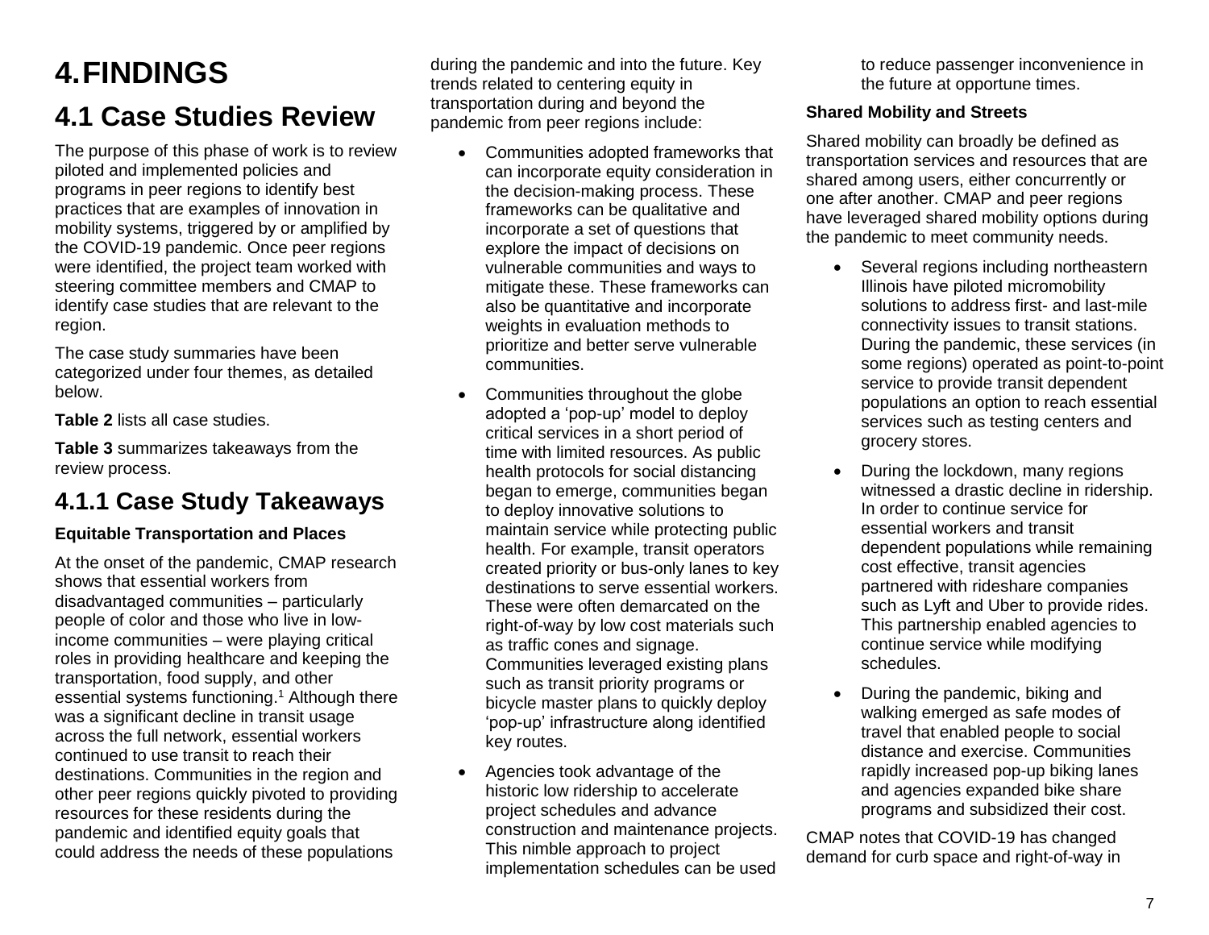# 4. FINDINGS

## 4.1 Case Studies Review

The purpose of this phase of work is to review piloted and implemented policies and programs in peer regions to identify best practices that are examples of innovation in mobility systems, triggered by or amplified by the COVID-19 pandemic. Once peer regions were identified, the project team worked with steering committee members and CMAP to identify case studies that are relevant to the region.

The case study summaries have been categorized under four themes, as detailed below.

**Table 2** lists all case studies.

**Table 3** summarizes takeaways from the review process.

### 4.1.1 Case Study Takeaways

**Equitable Transportation and Places**

At the onset of the pandemic, CMAP research shows that essential workers from disadvantaged communities – particularly people of color and those who live in low-income communities – were playing critical roles in providing healthcare and keeping the transportation, food supply, and other essential systems functioning.[1] Although there was a significant decline in transit usage across the full network, essential workers continued to use transit to reach their destinations. Communities in the region and other peer regions quickly pivoted to providing resources for these residents during the pandemic and identified equity goals that could address the needs of these populations during the pandemic and into the future. Key trends related to centering equity in transportation during and beyond the pandemic from peer regions include:

- Communities adopted frameworks that can incorporate equity consideration in the decision-making process. These frameworks can be qualitative and incorporate a set of questions that explore the impact of decisions on vulnerable communities and ways to mitigate these. These frameworks can also be quantitative and incorporate weights in evaluation methods to prioritize and better serve vulnerable communities.
- Communities throughout the globe adopted a 'pop-up' model to deploy critical services in a short period of time with limited resources. As public health protocols for social distancing began to emerge, communities began to deploy innovative solutions to maintain service while protecting public health. For example, transit operators created priority or bus-only lanes to key destinations to serve essential workers. These were often demarcated on the right-of-way by low cost materials such as traffic cones and signage. Communities leveraged existing plans such as transit priority programs or bicycle master plans to quickly deploy 'pop-up' infrastructure along identified key routes.
- Agencies took advantage of the historic low ridership to accelerate project schedules and advance construction and maintenance projects. This nimble approach to project implementation schedules can be used to reduce passenger inconvenience in the future at opportune times.

**Shared Mobility and Streets**

Shared mobility can broadly be defined as transportation services and resources that are shared among users, either concurrently or one after another. CMAP and peer regions have leveraged shared mobility options during the pandemic to meet community needs.

- Several regions including northeastern Illinois have piloted micromobility solutions to address first- and last-mile connectivity issues to transit stations. During the pandemic, these services (in some regions) operated as point-to-point service to provide transit dependent populations an option to reach essential services such as testing centers and grocery stores.
- During the lockdown, many regions witnessed a drastic decline in ridership. In order to continue service for essential workers and transit dependent populations while remaining cost effective, transit agencies partnered with rideshare companies such as Lyft and Uber to provide rides. This partnership enabled agencies to continue service while modifying schedules.
- During the pandemic, biking and walking emerged as safe modes of travel that enabled people to social distance and exercise. Communities rapidly increased pop-up biking lanes and agencies expanded bike share programs and subsidized their cost.

CMAP notes that COVID-19 has changed demand for curb space and right-of-way in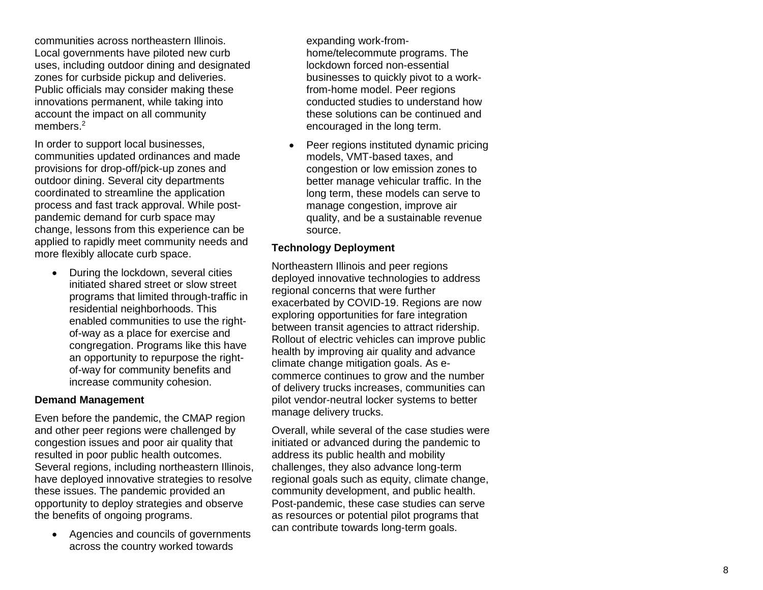communities across northeastern Illinois. Local governments have piloted new curb uses, including outdoor dining and designated zones for curbside pickup and deliveries. Public officials may consider making these innovations permanent, while taking into account the impact on all community members.[2]

In order to support local businesses, communities updated ordinances and made provisions for drop-off/pick-up zones and outdoor dining. Several city departments coordinated to streamline the application process and fast track approval. While post-pandemic demand for curb space may change, lessons from this experience can be applied to rapidly meet community needs and more flexibly allocate curb space.

- During the lockdown, several cities initiated shared street or slow street programs that limited through-traffic in residential neighborhoods. This enabled communities to use the right-of-way as a place for exercise and congregation. Programs like this have an opportunity to repurpose the right-of-way for community benefits and increase community cohesion.

**Demand Management**

Even before the pandemic, the CMAP region and other peer regions were challenged by congestion issues and poor air quality that resulted in poor public health outcomes. Several regions, including northeastern Illinois, have deployed innovative strategies to resolve these issues. The pandemic provided an opportunity to deploy strategies and observe the benefits of ongoing programs.

- Agencies and councils of governments across the country worked towards expanding work-from-home/telecommute programs. The lockdown forced non-essential businesses to quickly pivot to a work-from-home model. Peer regions conducted studies to understand how these solutions can be continued and encouraged in the long term.
- Peer regions instituted dynamic pricing models, VMT-based taxes, and congestion or low emission zones to better manage vehicular traffic. In the long term, these models can serve to manage congestion, improve air quality, and be a sustainable revenue source.

**Technology Deployment**

Northeastern Illinois and peer regions deployed innovative technologies to address regional concerns that were further exacerbated by COVID-19. Regions are now exploring opportunities for fare integration between transit agencies to attract ridership. Rollout of electric vehicles can improve public health by improving air quality and advance climate change mitigation goals. As e-commerce continues to grow and the number of delivery trucks increases, communities can pilot vendor-neutral locker systems to better manage delivery trucks.

Overall, while several of the case studies were initiated or advanced during the pandemic to address its public health and mobility challenges, they also advance long-term regional goals such as equity, climate change, community development, and public health. Post-pandemic, these case studies can serve as resources or potential pilot programs that can contribute towards long-term goals.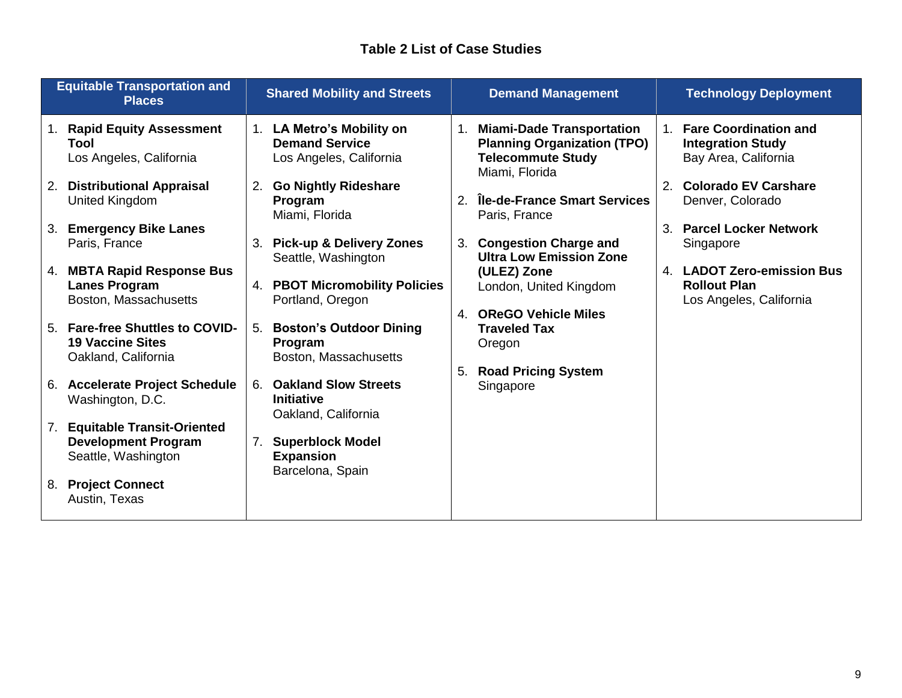**Table 2 List of Case Studies**

| Equitable Transportation and Places | Shared Mobility and Streets | Demand Management | Technology Deployment |
|---|---|---|---|
| 1. **Rapid Equity Assessment Tool** Los Angeles, California | 1. **LA Metro's Mobility on Demand Service** Los Angeles, California | 1. **Miami-Dade Transportation Planning Organization (TPO) Telecommute Study** Miami, Florida | 1. **Fare Coordination and Integration Study** Bay Area, California |
| 2. **Distributional Appraisal** United Kingdom | 2. **Go Nightly Rideshare Program** Miami, Florida | 2. **Île-de-France Smart Services** Paris, France | 2. **Colorado EV Carshare** Denver, Colorado |
| 3. **Emergency Bike Lanes** Paris, France | 3. **Pick-up & Delivery Zones** Seattle, Washington | 3. **Congestion Charge and Ultra Low Emission Zone (ULEZ) Zone** London, United Kingdom | 3. **Parcel Locker Network** Singapore |
| 4. **MBTA Rapid Response Bus Lanes Program** Boston, Massachusetts | 4. **PBOT Micromobility Policies** Portland, Oregon | 4. **OReGO Vehicle Miles Traveled Tax** Oregon | 4. **LADOT Zero-emission Bus Rollout Plan** Los Angeles, California |
| 5. **Fare-free Shuttles to COVID-19 Vaccine Sites** Oakland, California | 5. **Boston's Outdoor Dining Program** Boston, Massachusetts | 5. **Road Pricing System** Singapore | |
| 6. **Accelerate Project Schedule** Washington, D.C. | 6. **Oakland Slow Streets Initiative** Oakland, California | | |
| 7. **Equitable Transit-Oriented Development Program** Seattle, Washington | 7. **Superblock Model Expansion** Barcelona, Spain | | |
| 8. **Project Connect** Austin, Texas | | | |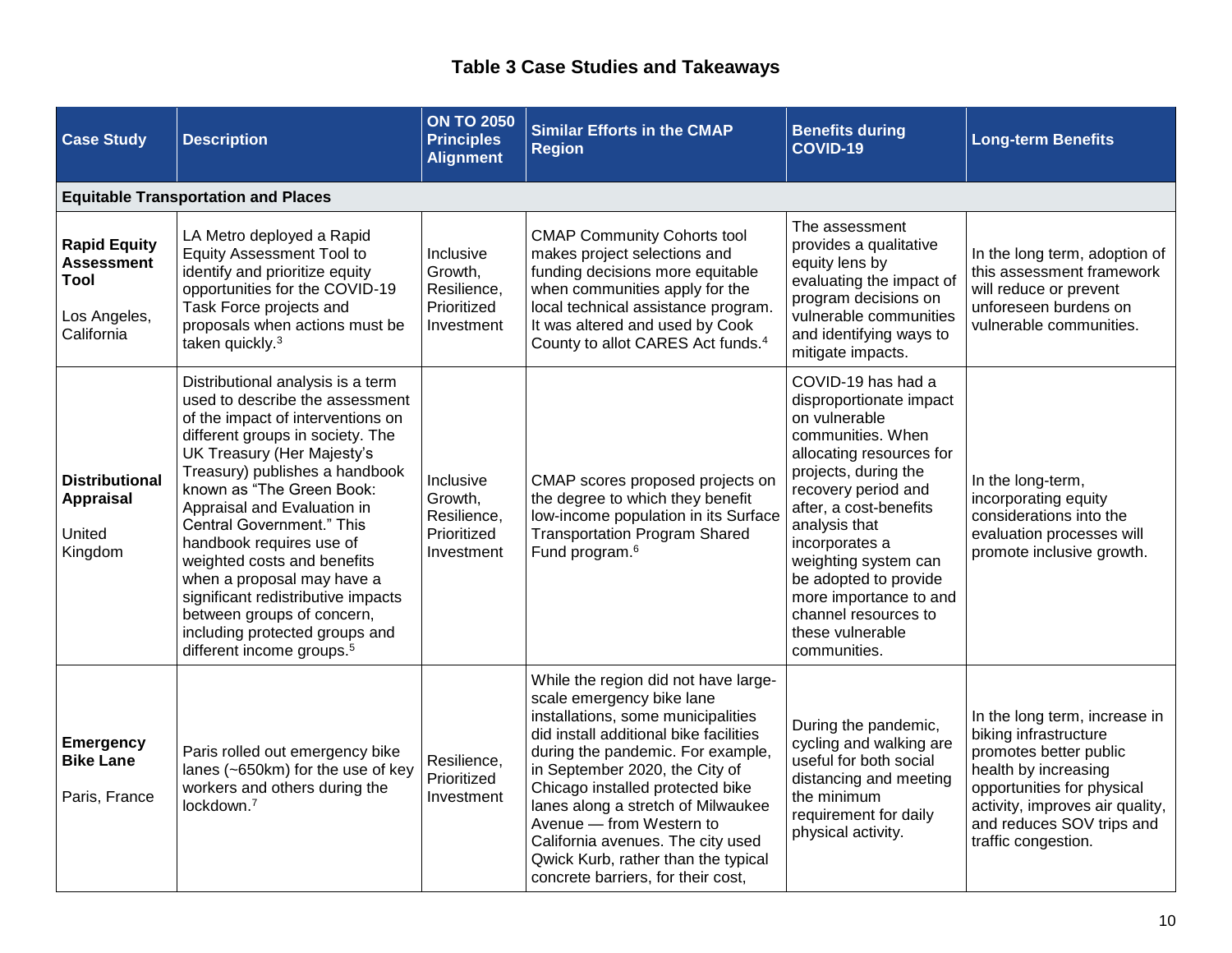### Table 3 Case Studies and Takeaways

| Case Study | Description | ON TO 2050 Principles Alignment | Similar Efforts in the CMAP Region | Benefits during COVID-19 | Long-term Benefits |
|---|---|---|---|---|---|
| **Equitable Transportation and Places** | | | | | |
| **Rapid Equity Assessment Tool** Los Angeles, California | LA Metro deployed a Rapid Equity Assessment Tool to identify and prioritize equity opportunities for the COVID-19 Task Force projects and proposals when actions must be taken quickly.[3] | Inclusive Growth, Resilience, Prioritized Investment | CMAP Community Cohorts tool makes project selections and funding decisions more equitable when communities apply for the local technical assistance program. It was altered and used by Cook County to allot CARES Act funds.[4] | The assessment provides a qualitative equity lens by evaluating the impact of program decisions on vulnerable communities and identifying ways to mitigate impacts. | In the long term, adoption of this assessment framework will reduce or prevent unforeseen burdens on vulnerable communities. |
| **Distributional Appraisal** United Kingdom | Distributional analysis is a term used to describe the assessment of the impact of interventions on different groups in society. The UK Treasury (Her Majesty's Treasury) publishes a handbook known as "The Green Book: Appraisal and Evaluation in Central Government." This handbook requires use of weighted costs and benefits when a proposal may have a significant redistributive impacts between groups of concern, including protected groups and different income groups.[5] | Inclusive Growth, Resilience, Prioritized Investment | CMAP scores proposed projects on the degree to which they benefit low-income population in its Surface Transportation Program Shared Fund program.[6] | COVID-19 has had a disproportionate impact on vulnerable communities. When allocating resources for projects, during the recovery period and after, a cost-benefits analysis that incorporates a weighting system can be adopted to provide more importance to and channel resources to these vulnerable communities. | In the long-term, incorporating equity considerations into the evaluation processes will promote inclusive growth. |
| **Emergency Bike Lane** Paris, France | Paris rolled out emergency bike lanes (~650km) for the use of key workers and others during the lockdown.[7] | Resilience, Prioritized Investment | While the region did not have large-scale emergency bike lane installations, some municipalities did install additional bike facilities during the pandemic. For example, in September 2020, the City of Chicago installed protected bike lanes along a stretch of Milwaukee Avenue — from Western to California avenues. The city used Qwick Kurb, rather than the typical concrete barriers, for their cost, | During the pandemic, cycling and walking are useful for both social distancing and meeting the minimum requirement for daily physical activity. | In the long term, increase in biking infrastructure promotes better public health by increasing opportunities for physical activity, improves air quality, and reduces SOV trips and traffic congestion. |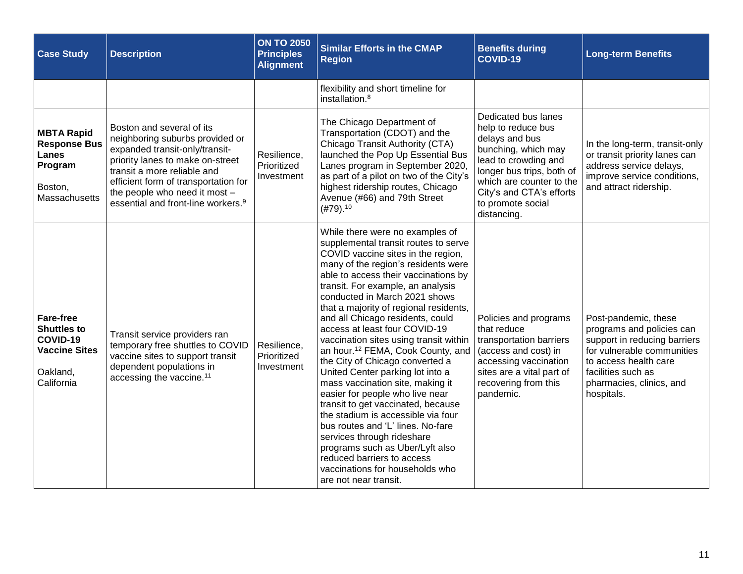| Case Study | Description | ON TO 2050 Principles Alignment | Similar Efforts in the CMAP Region | Benefits during COVID-19 | Long-term Benefits |
|---|---|---|---|---|---|
| | | | flexibility and short timeline for installation.[8] | | |
| **MBTA Rapid Response Bus Lanes Program** Boston, Massachusetts | Boston and several of its neighboring suburbs provided or expanded transit-only/transit-priority lanes to make on-street transit a more reliable and efficient form of transportation for the people who need it most – essential and front-line workers.[9] | Resilience, Prioritized Investment | The Chicago Department of Transportation (CDOT) and the Chicago Transit Authority (CTA) launched the Pop Up Essential Bus Lanes program in September 2020, as part of a pilot on two of the City's highest ridership routes, Chicago Avenue (#66) and 79th Street (#79).[10] | Dedicated bus lanes help to reduce bus delays and bus bunching, which may lead to crowding and longer bus trips, both of which are counter to the City's and CTA's efforts to promote social distancing. | In the long-term, transit-only or transit priority lanes can address service delays, improve service conditions, and attract ridership. |
| **Fare-free Shuttles to COVID-19 Vaccine Sites** Oakland, California | Transit service providers ran temporary free shuttles to COVID vaccine sites to support transit dependent populations in accessing the vaccine.[11] | Resilience, Prioritized Investment | While there were no examples of supplemental transit routes to serve COVID vaccine sites in the region, many of the region's residents were able to access their vaccinations by transit. For example, an analysis conducted in March 2021 shows that a majority of regional residents, and all Chicago residents, could access at least four COVID-19 vaccination sites using transit within an hour.[12] FEMA, Cook County, and the City of Chicago converted a United Center parking lot into a mass vaccination site, making it easier for people who live near transit to get vaccinated, because the stadium is accessible via four bus routes and 'L' lines. No-fare services through rideshare programs such as Uber/Lyft also reduced barriers to access vaccinations for households who are not near transit. | Policies and programs that reduce transportation barriers (access and cost) in accessing vaccination sites are a vital part of recovering from this pandemic. | Post-pandemic, these programs and policies can support in reducing barriers for vulnerable communities to access health care facilities such as pharmacies, clinics, and hospitals. |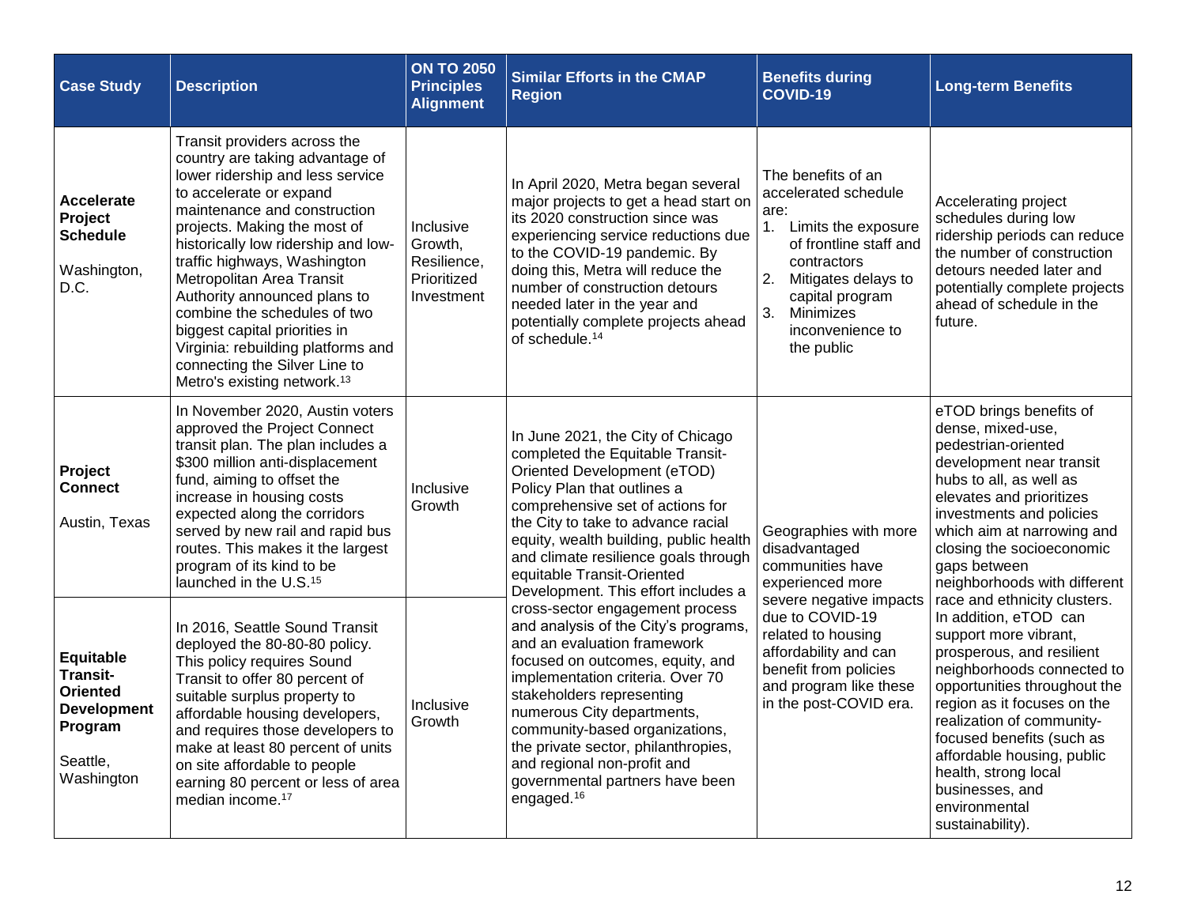| Case Study | Description | ON TO 2050 Principles Alignment | Similar Efforts in the CMAP Region | Benefits during COVID-19 | Long-term Benefits |
|---|---|---|---|---|---|
| **Accelerate Project Schedule** Washington, D.C. | Transit providers across the country are taking advantage of lower ridership and less service to accelerate or expand maintenance and construction projects. Making the most of historically low ridership and low-traffic highways, Washington Metropolitan Area Transit Authority announced plans to combine the schedules of two biggest capital priorities in Virginia: rebuilding platforms and connecting the Silver Line to Metro's existing network.[13] | Inclusive Growth, Resilience, Prioritized Investment | In April 2020, Metra began several major projects to get a head start on its 2020 construction since was experiencing service reductions due to the COVID-19 pandemic. By doing this, Metra will reduce the number of construction detours needed later in the year and potentially complete projects ahead of schedule.[14] | The benefits of an accelerated schedule are: 1. Limits the exposure of frontline staff and contractors 2. Mitigates delays to capital program 3. Minimizes inconvenience to the public | Accelerating project schedules during low ridership periods can reduce the number of construction detours needed later and potentially complete projects ahead of schedule in the future. |
| **Project Connect** Austin, Texas | In November 2020, Austin voters approved the Project Connect transit plan. The plan includes a $300 million anti-displacement fund, aiming to offset the increase in housing costs expected along the corridors served by new rail and rapid bus routes. This makes it the largest program of its kind to be launched in the U.S.[15] | Inclusive Growth | In June 2021, the City of Chicago completed the Equitable Transit-Oriented Development (eTOD) Policy Plan that outlines a comprehensive set of actions for the City to take to advance racial equity, wealth building, public health and climate resilience goals through equitable Transit-Oriented Development. This effort includes a cross-sector engagement process and analysis of the City's programs, and an evaluation framework focused on outcomes, equity, and implementation criteria. Over 70 stakeholders representing numerous City departments, community-based organizations, the private sector, philanthropies, and regional non-profit and governmental partners have been engaged.[16] | Geographies with more disadvantaged communities have experienced more severe negative impacts due to COVID-19 related to housing affordability and can benefit from policies and program like these in the post-COVID era. | eTOD brings benefits of dense, mixed-use, pedestrian-oriented development near transit hubs to all, as well as elevates and prioritizes investments and policies which aim at narrowing and closing the socioeconomic gaps between neighborhoods with different race and ethnicity clusters. In addition, eTOD can support more vibrant, prosperous, and resilient neighborhoods connected to opportunities throughout the region as it focuses on the realization of community-focused benefits (such as affordable housing, public health, strong local businesses, and environmental sustainability). |
| **Equitable Transit-Oriented Development Program** Seattle, Washington | In 2016, Seattle Sound Transit deployed the 80-80-80 policy. This policy requires Sound Transit to offer 80 percent of suitable surplus property to affordable housing developers, and requires those developers to make at least 80 percent of units on site affordable to people earning 80 percent or less of area median income.[17] | Inclusive Growth | | | |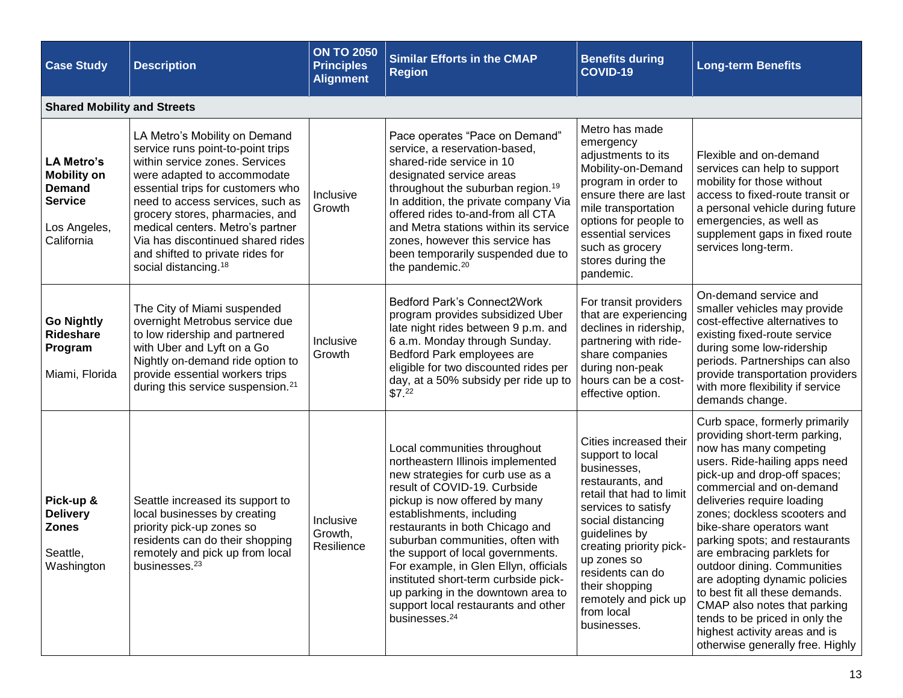| Case Study | Description | ON TO 2050 Principles Alignment | Similar Efforts in the CMAP Region | Benefits during COVID-19 | Long-term Benefits |
|---|---|---|---|---|---|
| **Shared Mobility and Streets** | | | | | |
| **LA Metro's Mobility on Demand Service** Los Angeles, California | LA Metro's Mobility on Demand service runs point-to-point trips within service zones. Services were adapted to accommodate essential trips for customers who need to access services, such as grocery stores, pharmacies, and medical centers. Metro's partner Via has discontinued shared rides and shifted to private rides for social distancing.[18] | Inclusive Growth | Pace operates "Pace on Demand" service, a reservation-based, shared-ride service in 10 designated service areas throughout the suburban region.[19] In addition, the private company Via offered rides to-and-from all CTA and Metra stations within its service zones, however this service has been temporarily suspended due to the pandemic.[20] | Metro has made emergency adjustments to its Mobility-on-Demand program in order to ensure there are last mile transportation options for people to essential services such as grocery stores during the pandemic. | Flexible and on-demand services can help to support mobility for those without access to fixed-route transit or a personal vehicle during future emergencies, as well as supplement gaps in fixed route services long-term. |
| **Go Nightly Rideshare Program** Miami, Florida | The City of Miami suspended overnight Metrobus service due to low ridership and partnered with Uber and Lyft on a Go Nightly on-demand ride option to provide essential workers trips during this service suspension.[21] | Inclusive Growth | Bedford Park's Connect2Work program provides subsidized Uber late night rides between 9 p.m. and 6 a.m. Monday through Sunday. Bedford Park employees are eligible for two discounted rides per day, at a 50% subsidy per ride up to $7.[22] | For transit providers that are experiencing declines in ridership, partnering with ride-share companies during non-peak hours can be a cost-effective option. | On-demand service and smaller vehicles may provide cost-effective alternatives to existing fixed-route service during some low-ridership periods. Partnerships can also provide transportation providers with more flexibility if service demands change. |
| **Pick-up & Delivery Zones** Seattle, Washington | Seattle increased its support to local businesses by creating priority pick-up zones so residents can do their shopping remotely and pick up from local businesses.[23] | Inclusive Growth, Resilience | Local communities throughout northeastern Illinois implemented new strategies for curb use as a result of COVID-19. Curbside pickup is now offered by many establishments, including restaurants in both Chicago and suburban communities, often with the support of local governments. For example, in Glen Ellyn, officials instituted short-term curbside pick-up parking in the downtown area to support local restaurants and other businesses.[24] | Cities increased their support to local businesses, restaurants, and retail that had to limit services to satisfy social distancing guidelines by creating priority pick-up zones so residents can do their shopping remotely and pick up from local businesses. | Curb space, formerly primarily providing short-term parking, now has many competing users. Ride-hailing apps need pick-up and drop-off spaces; commercial and on-demand deliveries require loading zones; dockless scooters and bike-share operators want parking spots; and restaurants are embracing parklets for outdoor dining. Communities are adopting dynamic policies to best fit all these demands. CMAP also notes that parking tends to be priced in only the highest activity areas and is otherwise generally free. Highly |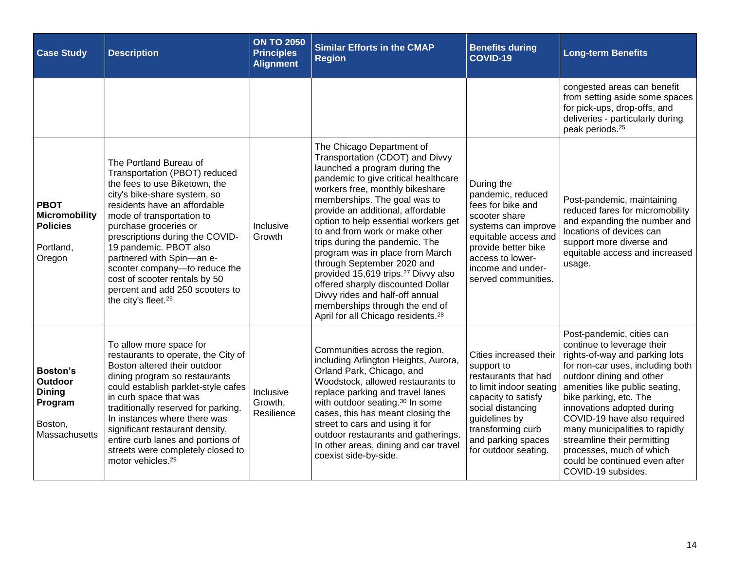| Case Study | Description | ON TO 2050 Principles Alignment | Similar Efforts in the CMAP Region | Benefits during COVID-19 | Long-term Benefits |
|---|---|---|---|---|---|
| | | | | | congested areas can benefit from setting aside some spaces for pick-ups, drop-offs, and deliveries - particularly during peak periods.[25] |
| **PBOT Micromobility Policies**<br><br>Portland, Oregon | The Portland Bureau of Transportation (PBOT) reduced the fees to use Biketown, the city's bike-share system, so residents have an affordable mode of transportation to purchase groceries or prescriptions during the COVID-19 pandemic. PBOT also partnered with Spin—an e-scooter company—to reduce the cost of scooter rentals by 50 percent and add 250 scooters to the city's fleet.[26] | Inclusive Growth | The Chicago Department of Transportation (CDOT) and Divvy launched a program during the pandemic to give critical healthcare workers free, monthly bikeshare memberships. The goal was to provide an additional, affordable option to help essential workers get to and from work or make other trips during the pandemic. The program was in place from March through September 2020 and provided 15,619 trips.[27] Divvy also offered sharply discounted Dollar Divvy rides and half-off annual memberships through the end of April for all Chicago residents.[28] | During the pandemic, reduced fees for bike and scooter share systems can improve equitable access and provide better bike access to lower-income and under-served communities. | Post-pandemic, maintaining reduced fares for micromobility and expanding the number and locations of devices can support more diverse and equitable access and increased usage. |
| **Boston's Outdoor Dining Program**<br><br>Boston, Massachusetts | To allow more space for restaurants to operate, the City of Boston altered their outdoor dining program so restaurants could establish parklet-style cafes in curb space that was traditionally reserved for parking. In instances where there was significant restaurant density, entire curb lanes and portions of streets were completely closed to motor vehicles.[29] | Inclusive Growth, Resilience | Communities across the region, including Arlington Heights, Aurora, Orland Park, Chicago, and Woodstock, allowed restaurants to replace parking and travel lanes with outdoor seating.[30] In some cases, this has meant closing the street to cars and using it for outdoor restaurants and gatherings. In other areas, dining and car travel coexist side-by-side. | Cities increased their support to restaurants that had to limit indoor seating capacity to satisfy social distancing guidelines by transforming curb and parking spaces for outdoor seating. | Post-pandemic, cities can continue to leverage their rights-of-way and parking lots for non-car uses, including both outdoor dining and other amenities like public seating, bike parking, etc. The innovations adopted during COVID-19 have also required many municipalities to rapidly streamline their permitting processes, much of which could be continued even after COVID-19 subsides. |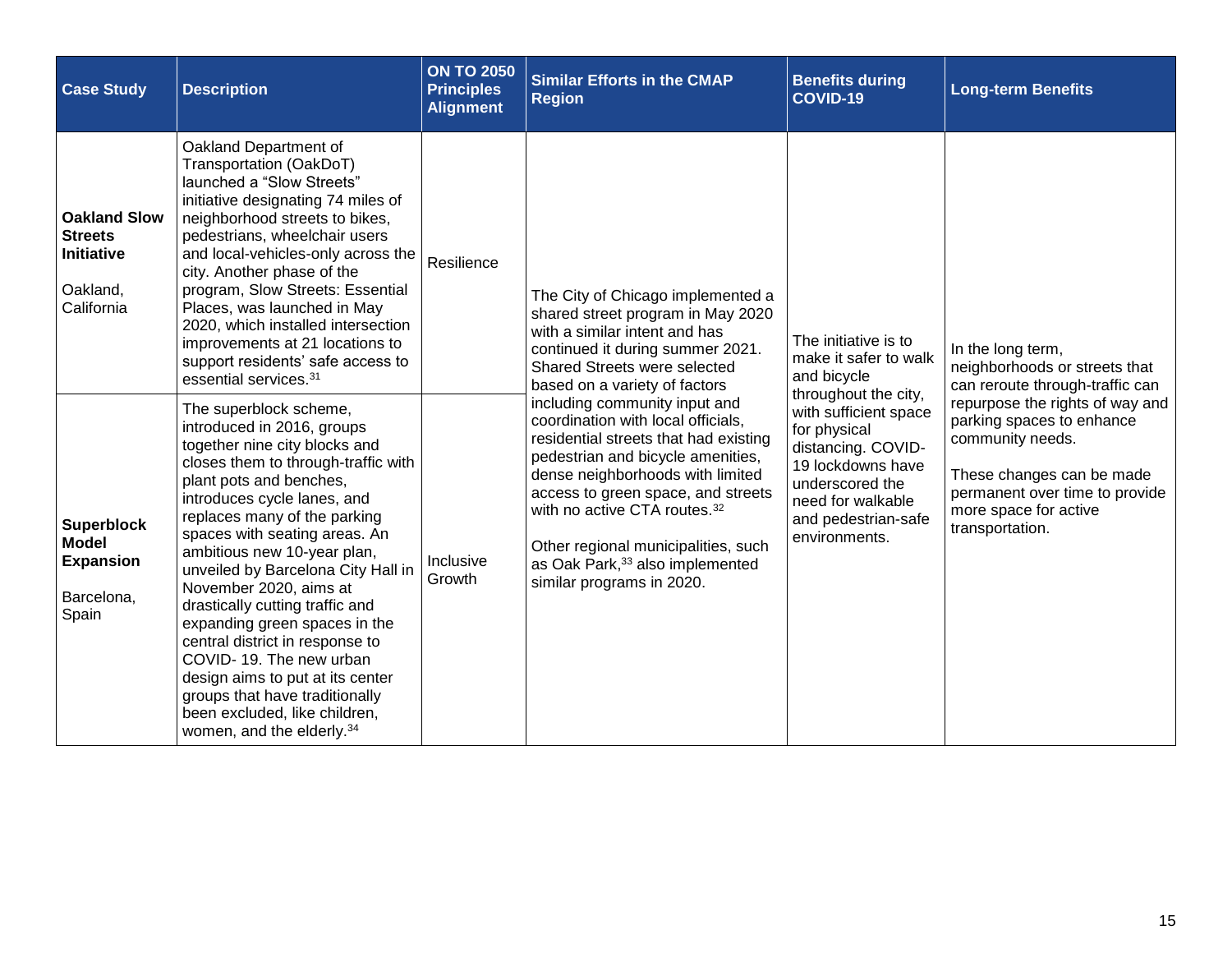| Case Study | Description | ON TO 2050 Principles Alignment | Similar Efforts in the CMAP Region | Benefits during COVID-19 | Long-term Benefits |
|---|---|---|---|---|---|
| **Oakland Slow Streets Initiative**<br><br>Oakland, California | Oakland Department of Transportation (OakDoT) launched a "Slow Streets" initiative designating 74 miles of neighborhood streets to bikes, pedestrians, wheelchair users and local-vehicles-only across the city. Another phase of the program, Slow Streets: Essential Places, was launched in May 2020, which installed intersection improvements at 21 locations to support residents' safe access to essential services.[31] | Resilience | The City of Chicago implemented a shared street program in May 2020 with a similar intent and has continued it during summer 2021. Shared Streets were selected based on a variety of factors including community input and coordination with local officials, residential streets that had existing pedestrian and bicycle amenities, dense neighborhoods with limited access to green space, and streets with no active CTA routes.[32]<br><br>Other regional municipalities, such as Oak Park,[33] also implemented similar programs in 2020. | The initiative is to make it safer to walk and bicycle throughout the city, with sufficient space for physical distancing. COVID-19 lockdowns have underscored the need for walkable and pedestrian-safe environments. | In the long term, neighborhoods or streets that can reroute through-traffic can repurpose the rights of way and parking spaces to enhance community needs.<br><br>These changes can be made permanent over time to provide more space for active transportation. |
| **Superblock Model Expansion**<br><br>Barcelona, Spain | The superblock scheme, introduced in 2016, groups together nine city blocks and closes them to through-traffic with plant pots and benches, introduces cycle lanes, and replaces many of the parking spaces with seating areas. An ambitious new 10-year plan, unveiled by Barcelona City Hall in November 2020, aims at drastically cutting traffic and expanding green spaces in the central district in response to COVID- 19. The new urban design aims to put at its center groups that have traditionally been excluded, like children, women, and the elderly.[34] | Inclusive Growth | | | |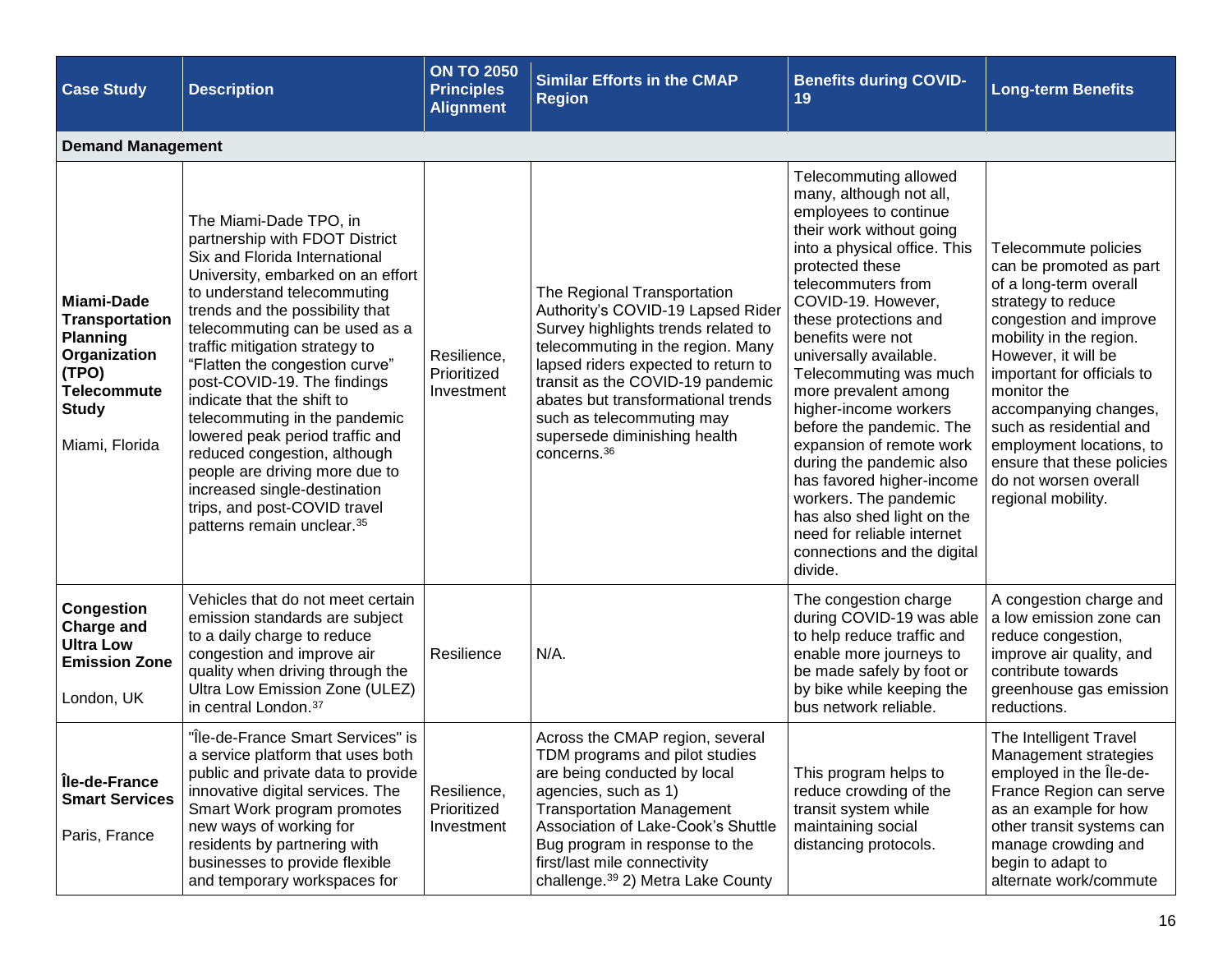| Case Study | Description | ON TO 2050 Principles Alignment | Similar Efforts in the CMAP Region | Benefits during COVID-19 | Long-term Benefits |
|---|---|---|---|---|---|
| **Demand Management** | | | | | |
| **Miami-Dade Transportation Planning Organization (TPO) Telecommute Study**<br><br>Miami, Florida | The Miami-Dade TPO, in partnership with FDOT District Six and Florida International University, embarked on an effort to understand telecommuting trends and the possibility that telecommuting can be used as a traffic mitigation strategy to "Flatten the congestion curve" post-COVID-19. The findings indicate that the shift to telecommuting in the pandemic lowered peak period traffic and reduced congestion, although people are driving more due to increased single-destination trips, and post-COVID travel patterns remain unclear.[35] | Resilience, Prioritized Investment | The Regional Transportation Authority's COVID-19 Lapsed Rider Survey highlights trends related to telecommuting in the region. Many lapsed riders expected to return to transit as the COVID-19 pandemic abates but transformational trends such as telecommuting may supersede diminishing health concerns.[36] | Telecommuting allowed many, although not all, employees to continue their work without going into a physical office. This protected these telecommuters from COVID-19. However, these protections and benefits were not universally available. Telecommuting was much more prevalent among higher-income workers before the pandemic. The expansion of remote work during the pandemic also has favored higher-income workers. The pandemic has also shed light on the need for reliable internet connections and the digital divide. | Telecommute policies can be promoted as part of a long-term overall strategy to reduce congestion and improve mobility in the region. However, it will be important for officials to monitor the accompanying changes, such as residential and employment locations, to ensure that these policies do not worsen overall regional mobility. |
| **Congestion Charge and Ultra Low Emission Zone**<br><br>London, UK | Vehicles that do not meet certain emission standards are subject to a daily charge to reduce congestion and improve air quality when driving through the Ultra Low Emission Zone (ULEZ) in central London.[37] | Resilience | N/A. | The congestion charge during COVID-19 was able to help reduce traffic and enable more journeys to be made safely by foot or by bike while keeping the bus network reliable. | A congestion charge and a low emission zone can reduce congestion, improve air quality, and contribute towards greenhouse gas emission reductions. |
| **Île-de-France Smart Services**<br><br>Paris, France | "Île-de-France Smart Services" is a service platform that uses both public and private data to provide innovative digital services. The Smart Work program promotes new ways of working for residents by partnering with businesses to provide flexible and temporary workspaces for | Resilience, Prioritized Investment | Across the CMAP region, several TDM programs and pilot studies are being conducted by local agencies, such as 1) Transportation Management Association of Lake-Cook's Shuttle Bug program in response to the first/last mile connectivity challenge.[39] 2) Metra Lake County | This program helps to reduce crowding of the transit system while maintaining social distancing protocols. | The Intelligent Travel Management strategies employed in the Île-de-France Region can serve as an example for how other transit systems can manage crowding and begin to adapt to alternate work/commute |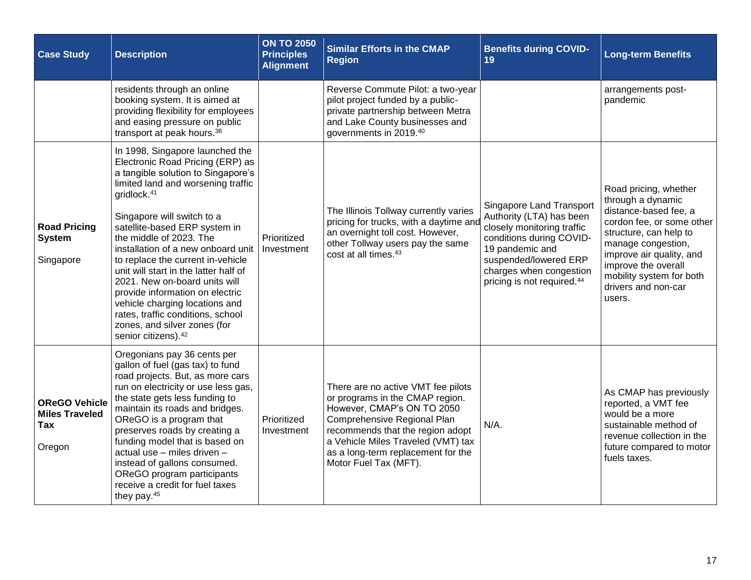| Case Study | Description | ON TO 2050 Principles Alignment | Similar Efforts in the CMAP Region | Benefits during COVID-19 | Long-term Benefits |
|---|---|---|---|---|---|
| | residents through an online booking system. It is aimed at providing flexibility for employees and easing pressure on public transport at peak hours.[38] | | Reverse Commute Pilot: a two-year pilot project funded by a public-private partnership between Metra and Lake County businesses and governments in 2019.[40] | | arrangements post-pandemic |
| **Road Pricing System**<br><br>Singapore | In 1998, Singapore launched the Electronic Road Pricing (ERP) as a tangible solution to Singapore's limited land and worsening traffic gridlock.[41]<br><br>Singapore will switch to a satellite-based ERP system in the middle of 2023. The installation of a new onboard unit to replace the current in-vehicle unit will start in the latter half of 2021. New on-board units will provide information on electric vehicle charging locations and rates, traffic conditions, school zones, and silver zones (for senior citizens).[42] | Prioritized Investment | The Illinois Tollway currently varies pricing for trucks, with a daytime and an overnight toll cost. However, other Tollway users pay the same cost at all times.[43] | Singapore Land Transport Authority (LTA) has been closely monitoring traffic conditions during COVID-19 pandemic and suspended/lowered ERP charges when congestion pricing is not required.[44] | Road pricing, whether through a dynamic distance-based fee, a cordon fee, or some other structure, can help to manage congestion, improve air quality, and improve the overall mobility system for both drivers and non-car users. |
| **OReGO Vehicle Miles Traveled Tax**<br><br>Oregon | Oregonians pay 36 cents per gallon of fuel (gas tax) to fund road projects. But, as more cars run on electricity or use less gas, the state gets less funding to maintain its roads and bridges. OReGO is a program that preserves roads by creating a funding model that is based on actual use – miles driven – instead of gallons consumed. OReGO program participants receive a credit for fuel taxes they pay.[45] | Prioritized Investment | There are no active VMT fee pilots or programs in the CMAP region. However, CMAP's ON TO 2050 Comprehensive Regional Plan recommends that the region adopt a Vehicle Miles Traveled (VMT) tax as a long-term replacement for the Motor Fuel Tax (MFT). | N/A. | As CMAP has previously reported, a VMT fee would be a more sustainable method of revenue collection in the future compared to motor fuels taxes. |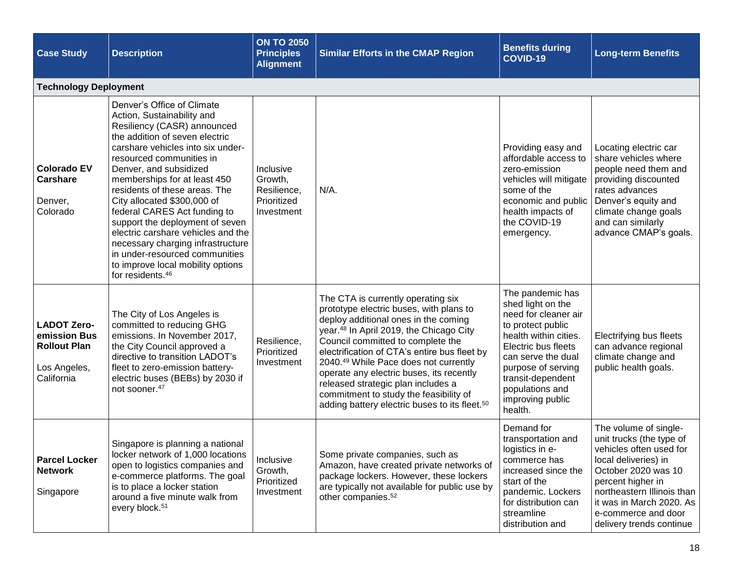| Case Study | Description | ON TO 2050 Principles Alignment | Similar Efforts in the CMAP Region | Benefits during COVID-19 | Long-term Benefits |
|---|---|---|---|---|---|
| **Technology Deployment** | | | | | |
| **Colorado EV Carshare**<br><br>Denver, Colorado | Denver's Office of Climate Action, Sustainability and Resiliency (CASR) announced the addition of seven electric carshare vehicles into six under-resourced communities in Denver, and subsidized memberships for at least 450 residents of these areas. The City allocated $300,000 of federal CARES Act funding to support the deployment of seven electric carshare vehicles and the necessary charging infrastructure in under-resourced communities to improve local mobility options for residents.[46] | Inclusive Growth, Resilience, Prioritized Investment | N/A. | Providing easy and affordable access to zero-emission vehicles will mitigate some of the economic and public health impacts of the COVID-19 emergency. | Locating electric car share vehicles where people need them and providing discounted rates advances Denver's equity and climate change goals and can similarly advance CMAP's goals. |
| **LADOT Zero-emission Bus Rollout Plan**<br><br>Los Angeles, California | The City of Los Angeles is committed to reducing GHG emissions. In November 2017, the City Council approved a directive to transition LADOT's fleet to zero-emission battery-electric buses (BEBs) by 2030 if not sooner.[47] | Resilience, Prioritized Investment | The CTA is currently operating six prototype electric buses, with plans to deploy additional ones in the coming year.[48] In April 2019, the Chicago City Council committed to complete the electrification of CTA's entire bus fleet by 2040.[49] While Pace does not currently operate any electric buses, its recently released strategic plan includes a commitment to study the feasibility of adding battery electric buses to its fleet.[50] | The pandemic has shed light on the need for cleaner air to protect public health within cities. Electric bus fleets can serve the dual purpose of serving transit-dependent populations and improving public health. | Electrifying bus fleets can advance regional climate change and public health goals. |
| **Parcel Locker Network**<br><br>Singapore | Singapore is planning a national locker network of 1,000 locations open to logistics companies and e-commerce platforms. The goal is to place a locker station around a five minute walk from every block.[51] | Inclusive Growth, Prioritized Investment | Some private companies, such as Amazon, have created private networks of package lockers. However, these lockers are typically not available for public use by other companies.[52] | Demand for transportation and logistics in e-commerce has increased since the start of the pandemic. Lockers for distribution can streamline distribution and | The volume of single-unit trucks (the type of vehicles often used for local deliveries) in October 2020 was 10 percent higher in northeastern Illinois than it was in March 2020. As e-commerce and door delivery trends continue |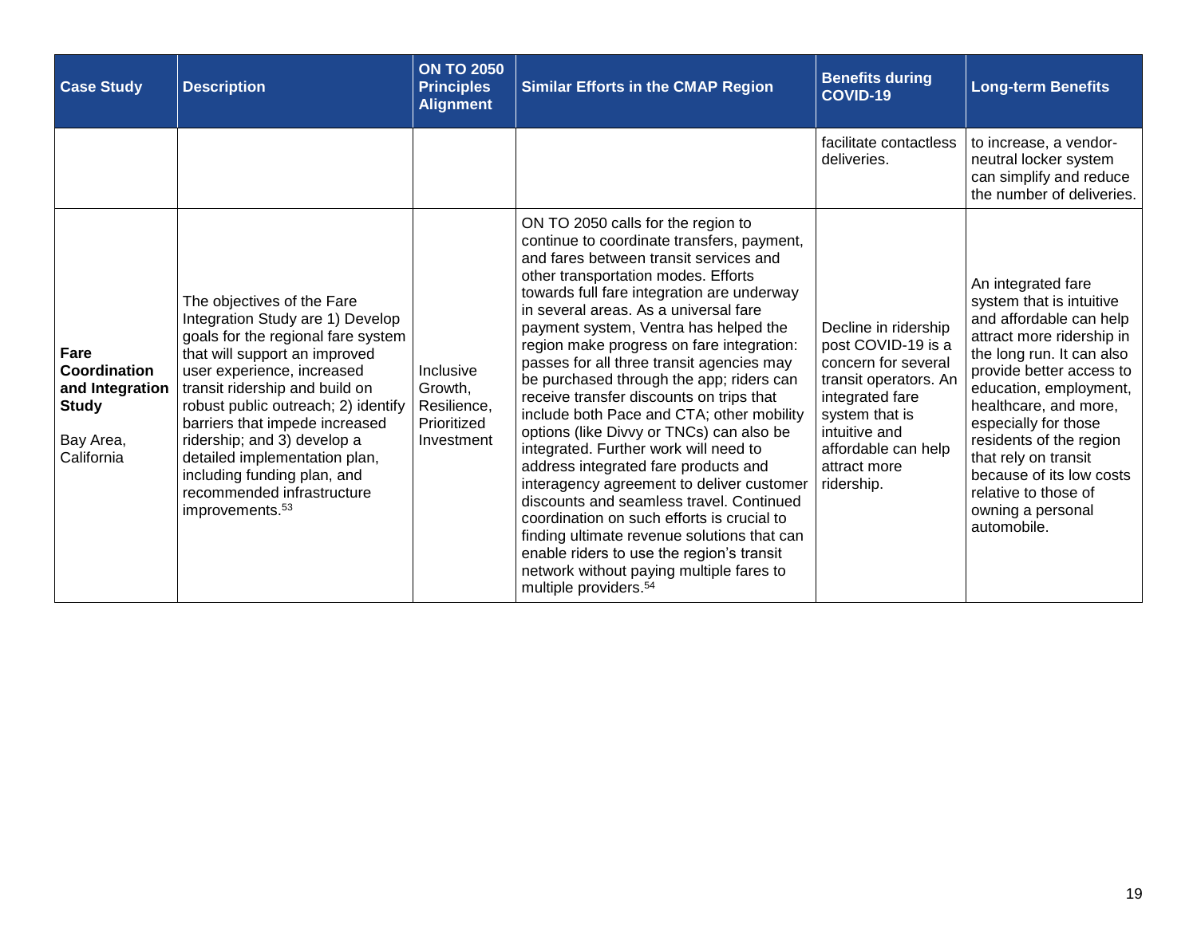| Case Study | Description | ON TO 2050 Principles Alignment | Similar Efforts in the CMAP Region | Benefits during COVID-19 | Long-term Benefits |
|---|---|---|---|---|---|
| | | | | facilitate contactless deliveries. | to increase, a vendor-neutral locker system can simplify and reduce the number of deliveries. |
| **Fare Coordination and Integration Study** Bay Area, California | The objectives of the Fare Integration Study are 1) Develop goals for the regional fare system that will support an improved user experience, increased transit ridership and build on robust public outreach; 2) identify barriers that impede increased ridership; and 3) develop a detailed implementation plan, including funding plan, and recommended infrastructure improvements.[53] | Inclusive Growth, Resilience, Prioritized Investment | ON TO 2050 calls for the region to continue to coordinate transfers, payment, and fares between transit services and other transportation modes. Efforts towards full fare integration are underway in several areas. As a universal fare payment system, Ventra has helped the region make progress on fare integration: passes for all three transit agencies may be purchased through the app; riders can receive transfer discounts on trips that include both Pace and CTA; other mobility options (like Divvy or TNCs) can also be integrated. Further work will need to address integrated fare products and interagency agreement to deliver customer discounts and seamless travel. Continued coordination on such efforts is crucial to finding ultimate revenue solutions that can enable riders to use the region's transit network without paying multiple fares to multiple providers.[54] | Decline in ridership post COVID-19 is a concern for several transit operators. An integrated fare system that is intuitive and affordable can help attract more ridership. | An integrated fare system that is intuitive and affordable can help attract more ridership in the long run. It can also provide better access to education, employment, healthcare, and more, especially for those residents of the region that rely on transit because of its low costs relative to those of owning a personal automobile. |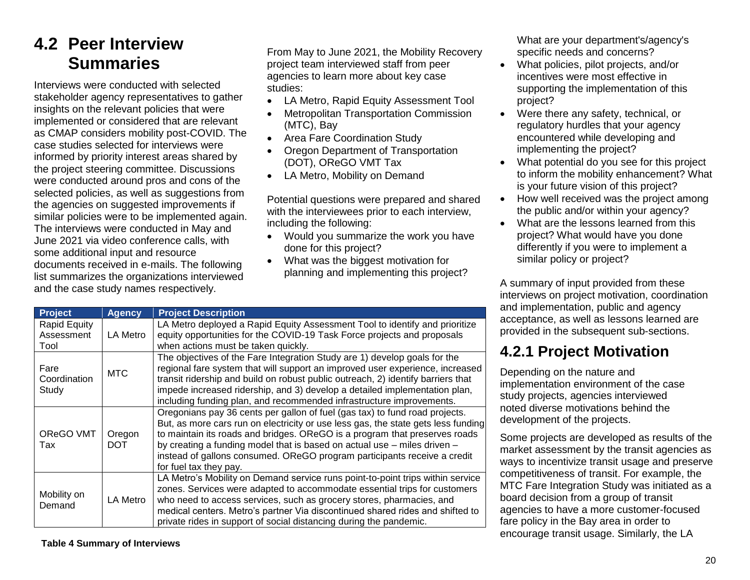## 4.2 Peer Interview Summaries

Interviews were conducted with selected stakeholder agency representatives to gather insights on the relevant policies that were implemented or considered that are relevant as CMAP considers mobility post-COVID. The case studies selected for interviews were informed by priority interest areas shared by the project steering committee. Discussions were conducted around pros and cons of the selected policies, as well as suggestions from the agencies on suggested improvements if similar policies were to be implemented again. The interviews were conducted in May and June 2021 via video conference calls, with some additional input and resource documents received in e-mails. The following list summarizes the organizations interviewed and the case study names respectively.

| Project | Agency | Project Description |
|---|---|---|
| Rapid Equity Assessment Tool | LA Metro | LA Metro deployed a Rapid Equity Assessment Tool to identify and prioritize equity opportunities for the COVID-19 Task Force projects and proposals when actions must be taken quickly. |
| Fare Coordination Study | MTC | The objectives of the Fare Integration Study are 1) develop goals for the regional fare system that will support an improved user experience, increased transit ridership and build on robust public outreach, 2) identify barriers that impede increased ridership, and 3) develop a detailed implementation plan, including funding plan, and recommended infrastructure improvements. |
| OReGO VMT Tax | Oregon DOT | Oregonians pay 36 cents per gallon of fuel (gas tax) to fund road projects. But, as more cars run on electricity or use less gas, the state gets less funding to maintain its roads and bridges. OReGO is a program that preserves roads by creating a funding model that is based on actual use – miles driven – instead of gallons consumed. OReGO program participants receive a credit for fuel tax they pay. |
| Mobility on Demand | LA Metro | LA Metro's Mobility on Demand service runs point-to-point trips within service zones. Services were adapted to accommodate essential trips for customers who need to access services, such as grocery stores, pharmacies, and medical centers. Metro's partner Via discontinued shared rides and shifted to private rides in support of social distancing during the pandemic. |

**Table 4 Summary of Interviews**

From May to June 2021, the Mobility Recovery project team interviewed staff from peer agencies to learn more about key case studies:

- LA Metro, Rapid Equity Assessment Tool
- Metropolitan Transportation Commission (MTC), Bay
- Area Fare Coordination Study
- Oregon Department of Transportation (DOT), OReGO VMT Tax
- LA Metro, Mobility on Demand

Potential questions were prepared and shared with the interviewees prior to each interview, including the following:

- Would you summarize the work you have done for this project?
- What was the biggest motivation for planning and implementing this project? What are your department's/agency's specific needs and concerns?
- What policies, pilot projects, and/or incentives were most effective in supporting the implementation of this project?
- Were there any safety, technical, or regulatory hurdles that your agency encountered while developing and implementing the project?
- What potential do you see for this project to inform the mobility enhancement? What is your future vision of this project?
- How well received was the project among the public and/or within your agency?
- What are the lessons learned from this project? What would have you done differently if you were to implement a similar policy or project?

A summary of input provided from these interviews on project motivation, coordination and implementation, public and agency acceptance, as well as lessons learned are provided in the subsequent sub-sections.

### 4.2.1 Project Motivation

Depending on the nature and implementation environment of the case study projects, agencies interviewed noted diverse motivations behind the development of the projects.

Some projects are developed as results of the market assessment by the transit agencies as ways to incentivize transit usage and preserve competitiveness of transit. For example, the MTC Fare Integration Study was initiated as a board decision from a group of transit agencies to have a more customer-focused fare policy in the Bay area in order to encourage transit usage. Similarly, the LA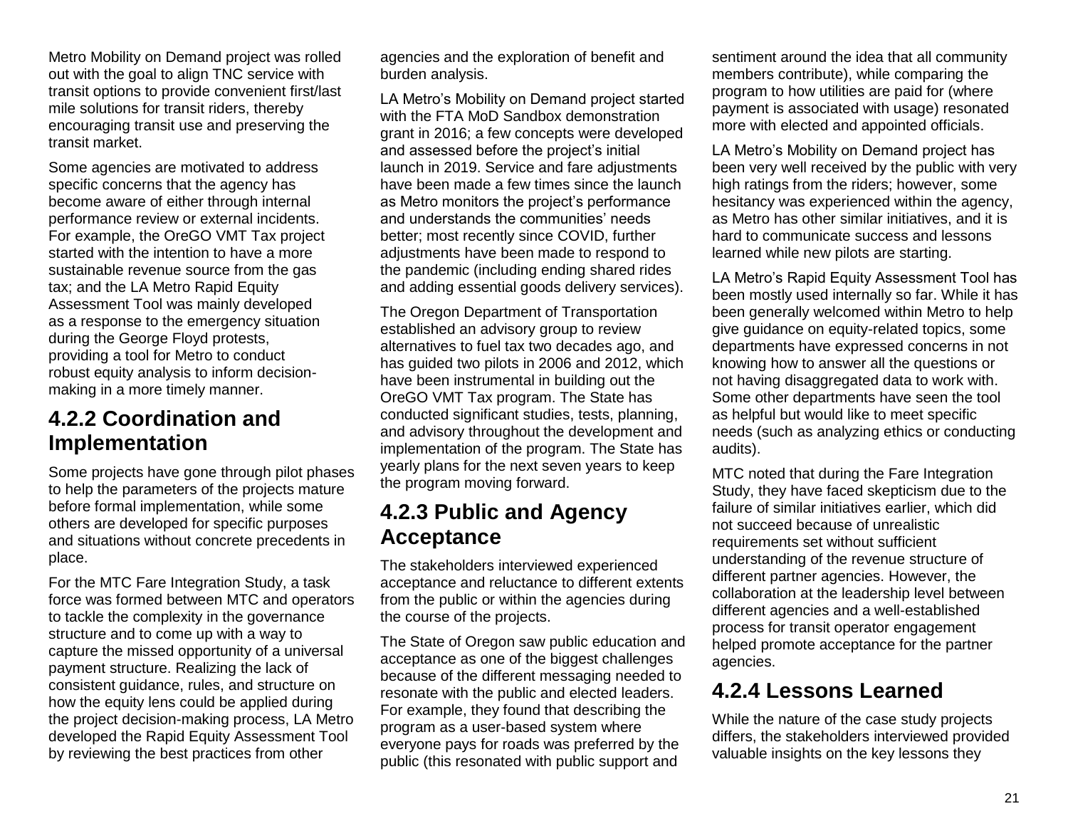Metro Mobility on Demand project was rolled out with the goal to align TNC service with transit options to provide convenient first/last mile solutions for transit riders, thereby encouraging transit use and preserving the transit market.

Some agencies are motivated to address specific concerns that the agency has become aware of either through internal performance review or external incidents. For example, the OreGO VMT Tax project started with the intention to have a more sustainable revenue source from the gas tax; and the LA Metro Rapid Equity Assessment Tool was mainly developed as a response to the emergency situation during the George Floyd protests, providing a tool for Metro to conduct robust equity analysis to inform decision-making in a more timely manner.

## 4.2.2 Coordination and Implementation

Some projects have gone through pilot phases to help the parameters of the projects mature before formal implementation, while some others are developed for specific purposes and situations without concrete precedents in place.

For the MTC Fare Integration Study, a task force was formed between MTC and operators to tackle the complexity in the governance structure and to come up with a way to capture the missed opportunity of a universal payment structure. Realizing the lack of consistent guidance, rules, and structure on how the equity lens could be applied during the project decision-making process, LA Metro developed the Rapid Equity Assessment Tool by reviewing the best practices from other agencies and the exploration of benefit and burden analysis.

LA Metro's Mobility on Demand project started with the FTA MoD Sandbox demonstration grant in 2016; a few concepts were developed and assessed before the project's initial launch in 2019. Service and fare adjustments have been made a few times since the launch as Metro monitors the project's performance and understands the communities' needs better; most recently since COVID, further adjustments have been made to respond to the pandemic (including ending shared rides and adding essential goods delivery services).

The Oregon Department of Transportation established an advisory group to review alternatives to fuel tax two decades ago, and has guided two pilots in 2006 and 2012, which have been instrumental in building out the OreGO VMT Tax program. The State has conducted significant studies, tests, planning, and advisory throughout the development and implementation of the program. The State has yearly plans for the next seven years to keep the program moving forward.

## 4.2.3 Public and Agency Acceptance

The stakeholders interviewed experienced acceptance and reluctance to different extents from the public or within the agencies during the course of the projects.

The State of Oregon saw public education and acceptance as one of the biggest challenges because of the different messaging needed to resonate with the public and elected leaders. For example, they found that describing the program as a user-based system where everyone pays for roads was preferred by the public (this resonated with public support and sentiment around the idea that all community members contribute), while comparing the program to how utilities are paid for (where payment is associated with usage) resonated more with elected and appointed officials.

LA Metro's Mobility on Demand project has been very well received by the public with very high ratings from the riders; however, some hesitancy was experienced within the agency, as Metro has other similar initiatives, and it is hard to communicate success and lessons learned while new pilots are starting.

LA Metro's Rapid Equity Assessment Tool has been mostly used internally so far. While it has been generally welcomed within Metro to help give guidance on equity-related topics, some departments have expressed concerns in not knowing how to answer all the questions or not having disaggregated data to work with. Some other departments have seen the tool as helpful but would like to meet specific needs (such as analyzing ethics or conducting audits).

MTC noted that during the Fare Integration Study, they have faced skepticism due to the failure of similar initiatives earlier, which did not succeed because of unrealistic requirements set without sufficient understanding of the revenue structure of different partner agencies. However, the collaboration at the leadership level between different agencies and a well-established process for transit operator engagement helped promote acceptance for the partner agencies.

## 4.2.4 Lessons Learned

While the nature of the case study projects differs, the stakeholders interviewed provided valuable insights on the key lessons they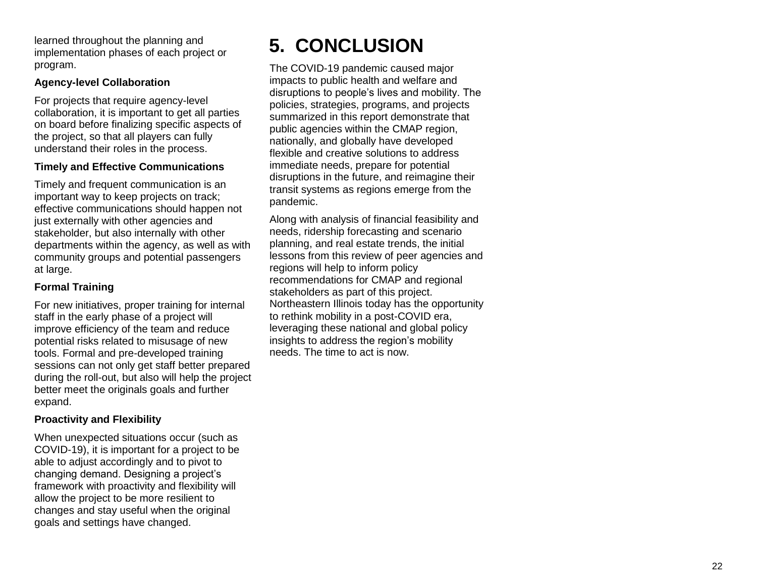learned throughout the planning and implementation phases of each project or program.

**Agency-level Collaboration**

For projects that require agency-level collaboration, it is important to get all parties on board before finalizing specific aspects of the project, so that all players can fully understand their roles in the process.

**Timely and Effective Communications**

Timely and frequent communication is an important way to keep projects on track; effective communications should happen not just externally with other agencies and stakeholder, but also internally with other departments within the agency, as well as with community groups and potential passengers at large.

**Formal Training**

For new initiatives, proper training for internal staff in the early phase of a project will improve efficiency of the team and reduce potential risks related to misusage of new tools. Formal and pre-developed training sessions can not only get staff better prepared during the roll-out, but also will help the project better meet the originals goals and further expand.

**Proactivity and Flexibility**

When unexpected situations occur (such as COVID-19), it is important for a project to be able to adjust accordingly and to pivot to changing demand. Designing a project's framework with proactivity and flexibility will allow the project to be more resilient to changes and stay useful when the original goals and settings have changed.

# 5. CONCLUSION

The COVID-19 pandemic caused major impacts to public health and welfare and disruptions to people's lives and mobility. The policies, strategies, programs, and projects summarized in this report demonstrate that public agencies within the CMAP region, nationally, and globally have developed flexible and creative solutions to address immediate needs, prepare for potential disruptions in the future, and reimagine their transit systems as regions emerge from the pandemic.

Along with analysis of financial feasibility and needs, ridership forecasting and scenario planning, and real estate trends, the initial lessons from this review of peer agencies and regions will help to inform policy recommendations for CMAP and regional stakeholders as part of this project. Northeastern Illinois today has the opportunity to rethink mobility in a post-COVID era, leveraging these national and global policy insights to address the region's mobility needs. The time to act is now.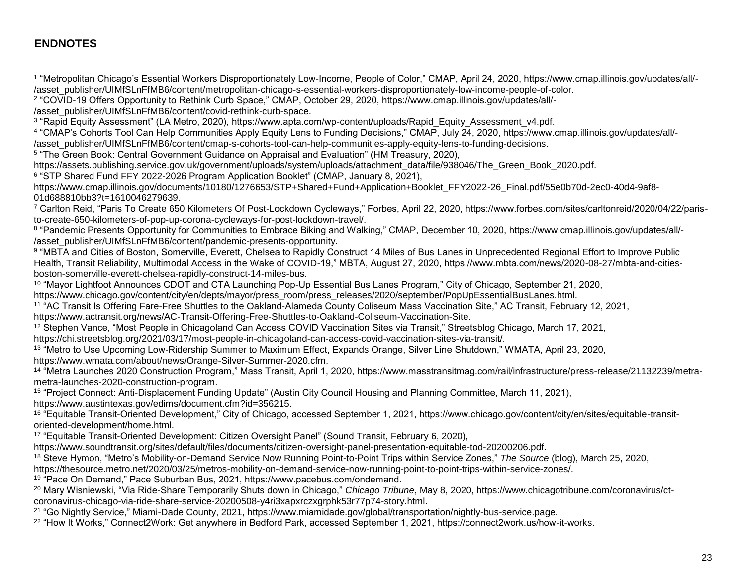## ENDNOTES

[1] "Metropolitan Chicago's Essential Workers Disproportionately Low-Income, People of Color," CMAP, April 24, 2020, https://www.cmap.illinois.gov/updates/all/-/asset_publisher/UIMfSLnFfMB6/content/metropolitan-chicago-s-essential-workers-disproportionately-low-income-people-of-color.

[2] "COVID-19 Offers Opportunity to Rethink Curb Space," CMAP, October 29, 2020, https://www.cmap.illinois.gov/updates/all/-/asset_publisher/UIMfSLnFfMB6/content/covid-rethink-curb-space.

[3] "Rapid Equity Assessment" (LA Metro, 2020), https://www.apta.com/wp-content/uploads/Rapid_Equity_Assessment_v4.pdf.

[4] "CMAP's Cohorts Tool Can Help Communities Apply Equity Lens to Funding Decisions," CMAP, July 24, 2020, https://www.cmap.illinois.gov/updates/all/-/asset_publisher/UIMfSLnFfMB6/content/cmap-s-cohorts-tool-can-help-communities-apply-equity-lens-to-funding-decisions.

[5] "The Green Book: Central Government Guidance on Appraisal and Evaluation" (HM Treasury, 2020), https://assets.publishing.service.gov.uk/government/uploads/system/uploads/attachment_data/file/938046/The_Green_Book_2020.pdf.

[6] "STP Shared Fund FFY 2022-2026 Program Application Booklet" (CMAP, January 8, 2021), https://www.cmap.illinois.gov/documents/10180/1276653/STP+Shared+Fund+Application+Booklet_FFY2022-26_Final.pdf/55e0b70d-2ec0-40d4-9af8-01d688810bb3?t=1610046279639.

[7] Carlton Reid, "Paris To Create 650 Kilometers Of Post-Lockdown Cycleways," Forbes, April 22, 2020, https://www.forbes.com/sites/carltonreid/2020/04/22/paris-to-create-650-kilometers-of-pop-up-corona-cycleways-for-post-lockdown-travel/.

[8] "Pandemic Presents Opportunity for Communities to Embrace Biking and Walking," CMAP, December 10, 2020, https://www.cmap.illinois.gov/updates/all/-/asset_publisher/UIMfSLnFfMB6/content/pandemic-presents-opportunity.

[9] "MBTA and Cities of Boston, Somerville, Everett, Chelsea to Rapidly Construct 14 Miles of Bus Lanes in Unprecedented Regional Effort to Improve Public Health, Transit Reliability, Multimodal Access in the Wake of COVID-19," MBTA, August 27, 2020, https://www.mbta.com/news/2020-08-27/mbta-and-cities-boston-somerville-everett-chelsea-rapidly-construct-14-miles-bus.

[10] "Mayor Lightfoot Announces CDOT and CTA Launching Pop-Up Essential Bus Lanes Program," City of Chicago, September 21, 2020, https://www.chicago.gov/content/city/en/depts/mayor/press_room/press_releases/2020/september/PopUpEssentialBusLanes.html.

[11] "AC Transit Is Offering Fare-Free Shuttles to the Oakland-Alameda County Coliseum Mass Vaccination Site," AC Transit, February 12, 2021, https://www.actransit.org/news/AC-Transit-Offering-Free-Shuttles-to-Oakland-Coliseum-Vaccination-Site.

[12] Stephen Vance, "Most People in Chicagoland Can Access COVID Vaccination Sites via Transit," Streetsblog Chicago, March 17, 2021, https://chi.streetsblog.org/2021/03/17/most-people-in-chicagoland-can-access-covid-vaccination-sites-via-transit/.

[13] "Metro to Use Upcoming Low-Ridership Summer to Maximum Effect, Expands Orange, Silver Line Shutdown," WMATA, April 23, 2020, https://www.wmata.com/about/news/Orange-Silver-Summer-2020.cfm.

[14] "Metra Launches 2020 Construction Program," Mass Transit, April 1, 2020, https://www.masstransitmag.com/rail/infrastructure/press-release/21132239/metra-metra-launches-2020-construction-program.

[15] "Project Connect: Anti-Displacement Funding Update" (Austin City Council Housing and Planning Committee, March 11, 2021), https://www.austintexas.gov/edims/document.cfm?id=356215.

[16] "Equitable Transit-Oriented Development," City of Chicago, accessed September 1, 2021, https://www.chicago.gov/content/city/en/sites/equitable-transit-oriented-development/home.html.

[17] "Equitable Transit-Oriented Development: Citizen Oversight Panel" (Sound Transit, February 6, 2020), https://www.soundtransit.org/sites/default/files/documents/citizen-oversight-panel-presentation-equitable-tod-20200206.pdf.

[18] Steve Hymon, "Metro's Mobility-on-Demand Service Now Running Point-to-Point Trips within Service Zones," *The Source* (blog), March 25, 2020, https://thesource.metro.net/2020/03/25/metros-mobility-on-demand-service-now-running-point-to-point-trips-within-service-zones/.

[19] "Pace On Demand," Pace Suburban Bus, 2021, https://www.pacebus.com/ondemand.

[20] Mary Wisniewski, "Via Ride-Share Temporarily Shuts down in Chicago," *Chicago Tribune*, May 8, 2020, https://www.chicagotribune.com/coronavirus/ct-coronavirus-chicago-via-ride-share-service-20200508-y4ri3xapxrczxgrphk53r77p74-story.html.

[21] "Go Nightly Service," Miami-Dade County, 2021, https://www.miamidade.gov/global/transportation/nightly-bus-service.page.

[22] "How It Works," Connect2Work: Get anywhere in Bedford Park, accessed September 1, 2021, https://connect2work.us/how-it-works.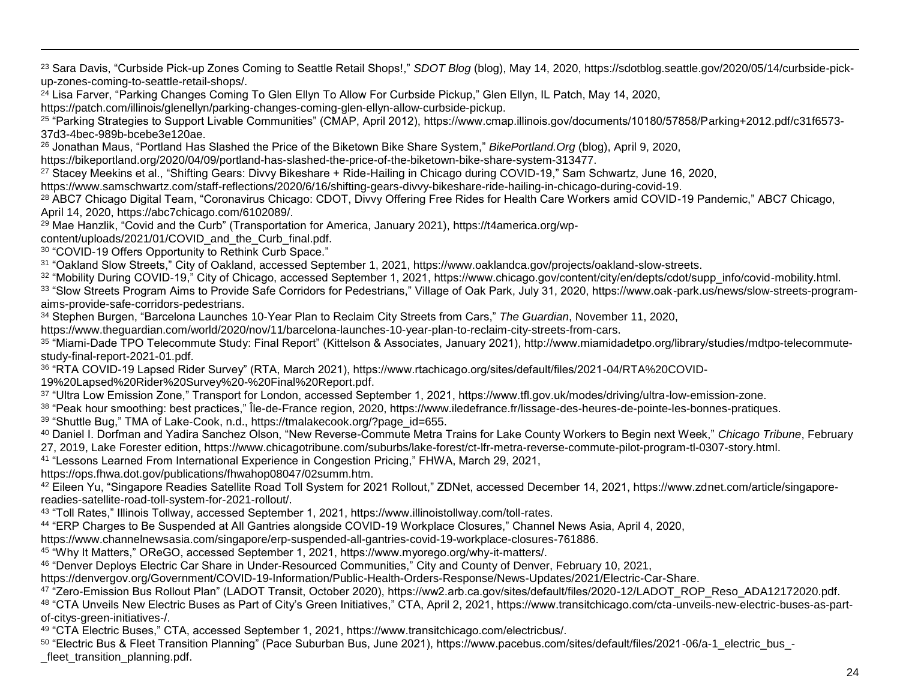[23] Sara Davis, "Curbside Pick-up Zones Coming to Seattle Retail Shops!," *SDOT Blog* (blog), May 14, 2020, https://sdotblog.seattle.gov/2020/05/14/curbside-pick-up-zones-coming-to-seattle-retail-shops/.

[24] Lisa Farver, "Parking Changes Coming To Glen Ellyn To Allow For Curbside Pickup," Glen Ellyn, IL Patch, May 14, 2020, https://patch.com/illinois/glenellyn/parking-changes-coming-glen-ellyn-allow-curbside-pickup.

[25] "Parking Strategies to Support Livable Communities" (CMAP, April 2012), https://www.cmap.illinois.gov/documents/10180/57858/Parking+2012.pdf/c31f6573-37d3-4bec-989b-bcebe3e120ae.

[26] Jonathan Maus, "Portland Has Slashed the Price of the Biketown Bike Share System," *BikePortland.Org* (blog), April 9, 2020, https://bikeportland.org/2020/04/09/portland-has-slashed-the-price-of-the-biketown-bike-share-system-313477.

[27] Stacey Meekins et al., "Shifting Gears: Divvy Bikeshare + Ride-Hailing in Chicago during COVID-19," Sam Schwartz, June 16, 2020, https://www.samschwartz.com/staff-reflections/2020/6/16/shifting-gears-divvy-bikeshare-ride-hailing-in-chicago-during-covid-19.

[28] ABC7 Chicago Digital Team, "Coronavirus Chicago: CDOT, Divvy Offering Free Rides for Health Care Workers amid COVID-19 Pandemic," ABC7 Chicago, April 14, 2020, https://abc7chicago.com/6102089/.

[29] Mae Hanzlik, "Covid and the Curb" (Transportation for America, January 2021), https://t4america.org/wp-content/uploads/2021/01/COVID_and_the_Curb_final.pdf.

[30] "COVID-19 Offers Opportunity to Rethink Curb Space."

[31] "Oakland Slow Streets," City of Oakland, accessed September 1, 2021, https://www.oaklandca.gov/projects/oakland-slow-streets.

[32] "Mobility During COVID-19," City of Chicago, accessed September 1, 2021, https://www.chicago.gov/content/city/en/depts/cdot/supp_info/covid-mobility.html.

[33] "Slow Streets Program Aims to Provide Safe Corridors for Pedestrians," Village of Oak Park, July 31, 2020, https://www.oak-park.us/news/slow-streets-program-aims-provide-safe-corridors-pedestrians.

[34] Stephen Burgen, "Barcelona Launches 10-Year Plan to Reclaim City Streets from Cars," *The Guardian*, November 11, 2020, https://www.theguardian.com/world/2020/nov/11/barcelona-launches-10-year-plan-to-reclaim-city-streets-from-cars.

[35] "Miami-Dade TPO Telecommute Study: Final Report" (Kittelson & Associates, January 2021), http://www.miamidadetpo.org/library/studies/mdtpo-telecommute-study-final-report-2021-01.pdf.

[36] "RTA COVID-19 Lapsed Rider Survey" (RTA, March 2021), https://www.rtachicago.org/sites/default/files/2021-04/RTA%20COVID-19%20Lapsed%20Rider%20Survey%20-%20Final%20Report.pdf.

[37] "Ultra Low Emission Zone," Transport for London, accessed September 1, 2021, https://www.tfl.gov.uk/modes/driving/ultra-low-emission-zone.

[38] "Peak hour smoothing: best practices," Île-de-France region, 2020, https://www.iledefrance.fr/lissage-des-heures-de-pointe-les-bonnes-pratiques.

[39] "Shuttle Bug," TMA of Lake-Cook, n.d., https://tmalakecook.org/?page_id=655.

[40] Daniel I. Dorfman and Yadira Sanchez Olson, "New Reverse-Commute Metra Trains for Lake County Workers to Begin next Week," *Chicago Tribune*, February 27, 2019, Lake Forester edition, https://www.chicagotribune.com/suburbs/lake-forest/ct-lfr-metra-reverse-commute-pilot-program-tl-0307-story.html.

[41] "Lessons Learned From International Experience in Congestion Pricing," FHWA, March 29, 2021, https://ops.fhwa.dot.gov/publications/fhwahop08047/02summ.htm.

[42] Eileen Yu, "Singapore Readies Satellite Road Toll System for 2021 Rollout," ZDNet, accessed December 14, 2021, https://www.zdnet.com/article/singapore-readies-satellite-road-toll-system-for-2021-rollout/.

[43] "Toll Rates," Illinois Tollway, accessed September 1, 2021, https://www.illinoistollway.com/toll-rates.

[44] "ERP Charges to Be Suspended at All Gantries alongside COVID-19 Workplace Closures," Channel News Asia, April 4, 2020, https://www.channelnewsasia.com/singapore/erp-suspended-all-gantries-covid-19-workplace-closures-761886.

[45] "Why It Matters," OReGO, accessed September 1, 2021, https://www.myorego.org/why-it-matters/.

[46] "Denver Deploys Electric Car Share in Under-Resourced Communities," City and County of Denver, February 10, 2021, https://denvergov.org/Government/COVID-19-Information/Public-Health-Orders-Response/News-Updates/2021/Electric-Car-Share.

[47] "Zero-Emission Bus Rollout Plan" (LADOT Transit, October 2020), https://ww2.arb.ca.gov/sites/default/files/2020-12/LADOT_ROP_Reso_ADA12172020.pdf.

[48] "CTA Unveils New Electric Buses as Part of City's Green Initiatives," CTA, April 2, 2021, https://www.transitchicago.com/cta-unveils-new-electric-buses-as-part-of-citys-green-initiatives-/.

[49] "CTA Electric Buses," CTA, accessed September 1, 2021, https://www.transitchicago.com/electricbus/.

[50] "Electric Bus & Fleet Transition Planning" (Pace Suburban Bus, June 2021), https://www.pacebus.com/sites/default/files/2021-06/a-1_electric_bus_-_fleet_transition_planning.pdf.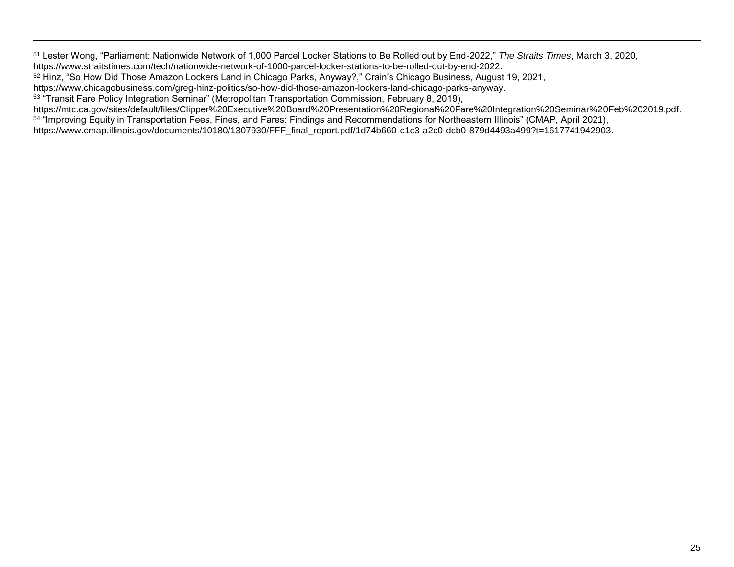[51] Lester Wong, "Parliament: Nationwide Network of 1,000 Parcel Locker Stations to Be Rolled out by End-2022," *The Straits Times*, March 3, 2020, https://www.straitstimes.com/tech/nationwide-network-of-1000-parcel-locker-stations-to-be-rolled-out-by-end-2022.

[52] Hinz, "So How Did Those Amazon Lockers Land in Chicago Parks, Anyway?," Crain's Chicago Business, August 19, 2021, https://www.chicagobusiness.com/greg-hinz-politics/so-how-did-those-amazon-lockers-land-chicago-parks-anyway.

[53] "Transit Fare Policy Integration Seminar" (Metropolitan Transportation Commission, February 8, 2019), https://mtc.ca.gov/sites/default/files/Clipper%20Executive%20Board%20Presentation%20Regional%20Fare%20Integration%20Seminar%20Feb%202019.pdf.

[54] "Improving Equity in Transportation Fees, Fines, and Fares: Findings and Recommendations for Northeastern Illinois" (CMAP, April 2021), https://www.cmap.illinois.gov/documents/10180/1307930/FFF_final_report.pdf/1d74b660-c1c3-a2c0-dcb0-879d4493a499?t=1617741942903.